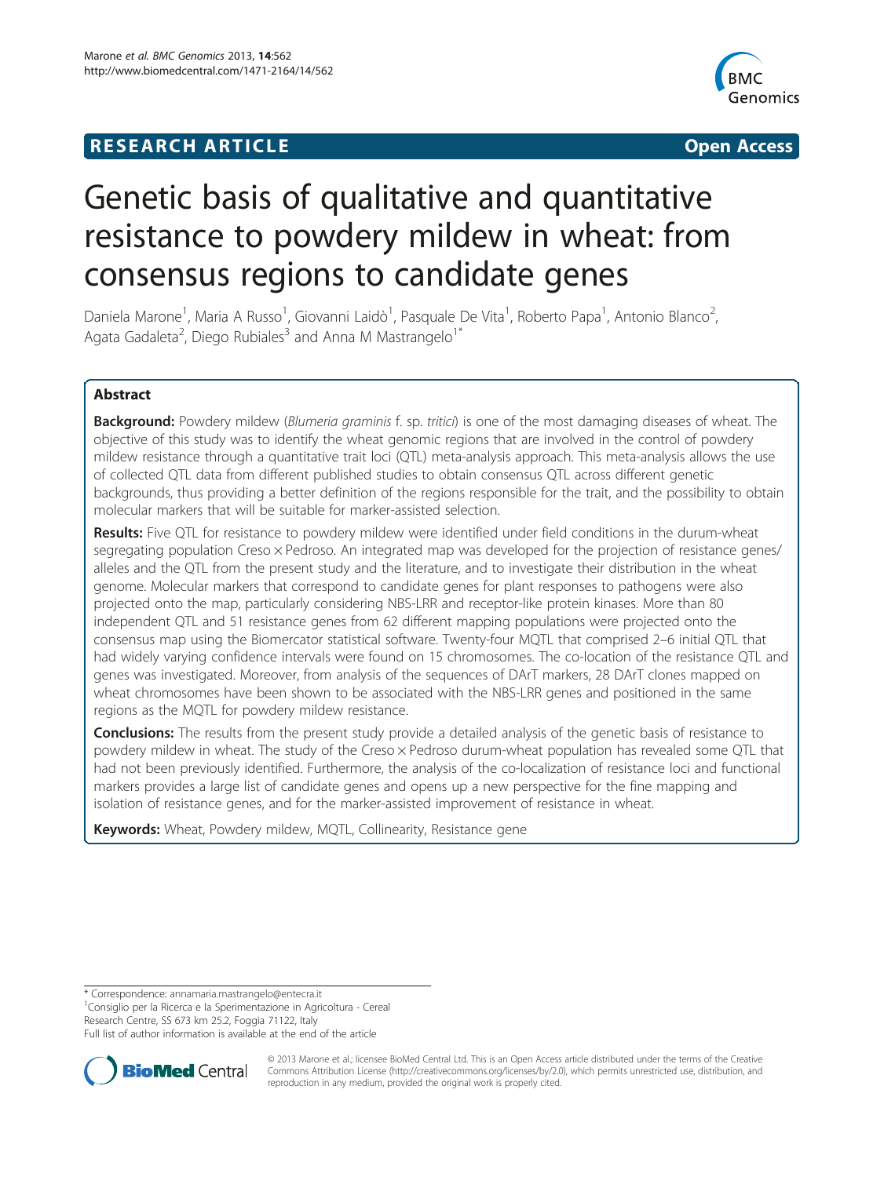RESEARCH ARTICLE Open Access

# Genetic basis of qualitative and quantitative resistance to powdery mildew in wheat: from consensus regions to candidate genes

Daniela Marone[1], Maria A Russo[1], Giovanni Laidò[1], Pasquale De Vita[1], Roberto Papa[1], Antonio Blanco[2], Agata Gadaleta[2], Diego Rubiales[3] and Anna M Mastrangelo[1*]

## Abstract

**Background:** Powdery mildew (*Blumeria graminis* f. sp. *tritici*) is one of the most damaging diseases of wheat. The objective of this study was to identify the wheat genomic regions that are involved in the control of powdery mildew resistance through a quantitative trait loci (QTL) meta-analysis approach. This meta-analysis allows the use of collected QTL data from different published studies to obtain consensus QTL across different genetic backgrounds, thus providing a better definition of the regions responsible for the trait, and the possibility to obtain molecular markers that will be suitable for marker-assisted selection.

**Results:** Five QTL for resistance to powdery mildew were identified under field conditions in the durum-wheat segregating population Creso × Pedroso. An integrated map was developed for the projection of resistance genes/alleles and the QTL from the present study and the literature, and to investigate their distribution in the wheat genome. Molecular markers that correspond to candidate genes for plant responses to pathogens were also projected onto the map, particularly considering NBS-LRR and receptor-like protein kinases. More than 80 independent QTL and 51 resistance genes from 62 different mapping populations were projected onto the consensus map using the Biomercator statistical software. Twenty-four MQTL that comprised 2–6 initial QTL that had widely varying confidence intervals were found on 15 chromosomes. The co-location of the resistance QTL and genes was investigated. Moreover, from analysis of the sequences of DArT markers, 28 DArT clones mapped on wheat chromosomes have been shown to be associated with the NBS-LRR genes and positioned in the same regions as the MQTL for powdery mildew resistance.

**Conclusions:** The results from the present study provide a detailed analysis of the genetic basis of resistance to powdery mildew in wheat. The study of the Creso × Pedroso durum-wheat population has revealed some QTL that had not been previously identified. Furthermore, the analysis of the co-localization of resistance loci and functional markers provides a large list of candidate genes and opens up a new perspective for the fine mapping and isolation of resistance genes, and for the marker-assisted improvement of resistance in wheat.

**Keywords:** Wheat, Powdery mildew, MQTL, Collinearity, Resistance gene

---

\* Correspondence: annamaria.mastrangelo@entecra.it
[1]Consiglio per la Ricerca e la Sperimentazione in Agricoltura - Cereal Research Centre, SS 673 km 25.2, Foggia 71122, Italy
Full list of author information is available at the end of the article

© 2013 Marone et al.; licensee BioMed Central Ltd. This is an Open Access article distributed under the terms of the Creative Commons Attribution License (http://creativecommons.org/licenses/by/2.0), which permits unrestricted use, distribution, and reproduction in any medium, provided the original work is properly cited.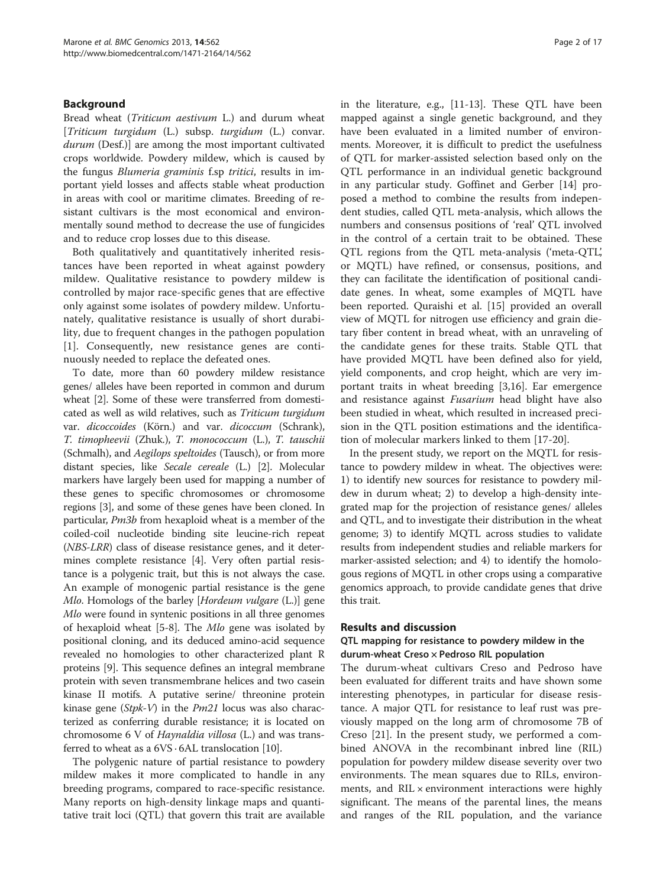## Background

Bread wheat (*Triticum aestivum* L.) and durum wheat [*Triticum turgidum* (L.) subsp. *turgidum* (L.) convar. *durum* (Desf.)] are among the most important cultivated crops worldwide. Powdery mildew, which is caused by the fungus *Blumeria graminis* f.sp *tritici*, results in important yield losses and affects stable wheat production in areas with cool or maritime climates. Breeding of resistant cultivars is the most economical and environmentally sound method to decrease the use of fungicides and to reduce crop losses due to this disease.

Both qualitatively and quantitatively inherited resistances have been reported in wheat against powdery mildew. Qualitative resistance to powdery mildew is controlled by major race-specific genes that are effective only against some isolates of powdery mildew. Unfortunately, qualitative resistance is usually of short durability, due to frequent changes in the pathogen population [1]. Consequently, new resistance genes are continuously needed to replace the defeated ones.

To date, more than 60 powdery mildew resistance genes/ alleles have been reported in common and durum wheat [2]. Some of these were transferred from domesticated as well as wild relatives, such as *Triticum turgidum* var. *dicoccoides* (Körn.) and var. *dicoccum* (Schrank), *T. timopheevii* (Zhuk.), *T. monococcum* (L.), *T. tauschii* (Schmalh), and *Aegilops speltoides* (Tausch), or from more distant species, like *Secale cereale* (L.) [2]. Molecular markers have largely been used for mapping a number of these genes to specific chromosomes or chromosome regions [3], and some of these genes have been cloned. In particular, *Pm3b* from hexaploid wheat is a member of the coiled-coil nucleotide binding site leucine-rich repeat (*NBS-LRR*) class of disease resistance genes, and it determines complete resistance [4]. Very often partial resistance is a polygenic trait, but this is not always the case. An example of monogenic partial resistance is the gene *Mlo*. Homologs of the barley [*Hordeum vulgare* (L.)] gene *Mlo* were found in syntenic positions in all three genomes of hexaploid wheat [5-8]. The *Mlo* gene was isolated by positional cloning, and its deduced amino-acid sequence revealed no homologies to other characterized plant R proteins [9]. This sequence defines an integral membrane protein with seven transmembrane helices and two casein kinase II motifs. A putative serine/ threonine protein kinase gene (*Stpk-V*) in the *Pm21* locus was also characterized as conferring durable resistance; it is located on chromosome 6 V of *Haynaldia villosa* (L.) and was transferred to wheat as a 6VS · 6AL translocation [10].

The polygenic nature of partial resistance to powdery mildew makes it more complicated to handle in any breeding programs, compared to race-specific resistance. Many reports on high-density linkage maps and quantitative trait loci (QTL) that govern this trait are available in the literature, e.g., [11-13]. These QTL have been mapped against a single genetic background, and they have been evaluated in a limited number of environments. Moreover, it is difficult to predict the usefulness of QTL for marker-assisted selection based only on the QTL performance in an individual genetic background in any particular study. Goffinet and Gerber [14] proposed a method to combine the results from independent studies, called QTL meta-analysis, which allows the numbers and consensus positions of 'real' QTL involved in the control of a certain trait to be obtained. These QTL regions from the QTL meta-analysis ('meta-QTL', or MQTL) have refined, or consensus, positions, and they can facilitate the identification of positional candidate genes. In wheat, some examples of MQTL have been reported. Quraishi et al. [15] provided an overall view of MQTL for nitrogen use efficiency and grain dietary fiber content in bread wheat, with an unraveling of the candidate genes for these traits. Stable QTL that have provided MQTL have been defined also for yield, yield components, and crop height, which are very important traits in wheat breeding [3,16]. Ear emergence and resistance against *Fusarium* head blight have also been studied in wheat, which resulted in increased precision in the QTL position estimations and the identification of molecular markers linked to them [17-20].

In the present study, we report on the MQTL for resistance to powdery mildew in wheat. The objectives were: 1) to identify new sources for resistance to powdery mildew in durum wheat; 2) to develop a high-density integrated map for the projection of resistance genes/ alleles and QTL, and to investigate their distribution in the wheat genome; 3) to identify MQTL across studies to validate results from independent studies and reliable markers for marker-assisted selection; and 4) to identify the homologous regions of MQTL in other crops using a comparative genomics approach, to provide candidate genes that drive this trait.

## Results and discussion

### QTL mapping for resistance to powdery mildew in the durum-wheat Creso × Pedroso RIL population

The durum-wheat cultivars Creso and Pedroso have been evaluated for different traits and have shown some interesting phenotypes, in particular for disease resistance. A major QTL for resistance to leaf rust was previously mapped on the long arm of chromosome 7B of Creso [21]. In the present study, we performed a combined ANOVA in the recombinant inbred line (RIL) population for powdery mildew disease severity over two environments. The mean squares due to RILs, environments, and RIL × environment interactions were highly significant. The means of the parental lines, the means and ranges of the RIL population, and the variance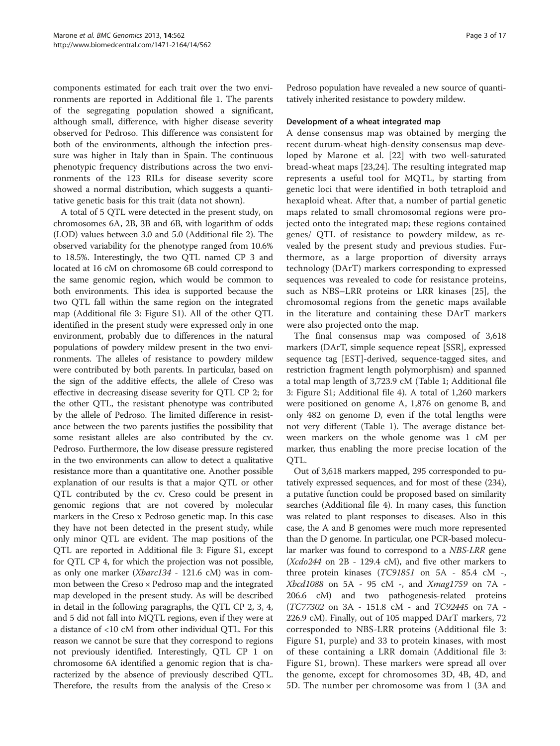components estimated for each trait over the two environments are reported in Additional file 1. The parents of the segregating population showed a significant, although small, difference, with higher disease severity observed for Pedroso. This difference was consistent for both of the environments, although the infection pressure was higher in Italy than in Spain. The continuous phenotypic frequency distributions across the two environments of the 123 RILs for disease severity score showed a normal distribution, which suggests a quantitative genetic basis for this trait (data not shown).

A total of 5 QTL were detected in the present study, on chromosomes 6A, 2B, 3B and 6B, with logarithm of odds (LOD) values between 3.0 and 5.0 (Additional file 2). The observed variability for the phenotype ranged from 10.6% to 18.5%. Interestingly, the two QTL named CP 3 and located at 16 cM on chromosome 6B could correspond to the same genomic region, which would be common to both environments. This idea is supported because the two QTL fall within the same region on the integrated map (Additional file 3: Figure S1). All of the other QTL identified in the present study were expressed only in one environment, probably due to differences in the natural populations of powdery mildew present in the two environments. The alleles of resistance to powdery mildew were contributed by both parents. In particular, based on the sign of the additive effects, the allele of Creso was effective in decreasing disease severity for QTL CP 2; for the other QTL, the resistant phenotype was contributed by the allele of Pedroso. The limited difference in resistance between the two parents justifies the possibility that some resistant alleles are also contributed by the cv. Pedroso. Furthermore, the low disease pressure registered in the two environments can allow to detect a qualitative resistance more than a quantitative one. Another possible explanation of our results is that a major QTL or other QTL contributed by the cv. Creso could be present in genomic regions that are not covered by molecular markers in the Creso x Pedroso genetic map. In this case they have not been detected in the present study, while only minor QTL are evident. The map positions of the QTL are reported in Additional file 3: Figure S1, except for QTL CP 4, for which the projection was not possible, as only one marker (*Xbarc134* - 121.6 cM) was in common between the Creso × Pedroso map and the integrated map developed in the present study. As will be described in detail in the following paragraphs, the QTL CP 2, 3, 4, and 5 did not fall into MQTL regions, even if they were at a distance of <10 cM from other individual QTL. For this reason we cannot be sure that they correspond to regions not previously identified. Interestingly, QTL CP 1 on chromosome 6A identified a genomic region that is characterized by the absence of previously described QTL. Therefore, the results from the analysis of the Creso × Pedroso population have revealed a new source of quantitatively inherited resistance to powdery mildew.

#### Development of a wheat integrated map

A dense consensus map was obtained by merging the recent durum-wheat high-density consensus map developed by Marone et al. [22] with two well-saturated bread-wheat maps [23,24]. The resulting integrated map represents a useful tool for MQTL, by starting from genetic loci that were identified in both tetraploid and hexaploid wheat. After that, a number of partial genetic maps related to small chromosomal regions were projected onto the integrated map; these regions contained genes/ QTL of resistance to powdery mildew, as revealed by the present study and previous studies. Furthermore, as a large proportion of diversity arrays technology (DArT) markers corresponding to expressed sequences was revealed to code for resistance proteins, such as NBS–LRR proteins or LRR kinases [25], the chromosomal regions from the genetic maps available in the literature and containing these DArT markers were also projected onto the map.

The final consensus map was composed of 3,618 markers (DArT, simple sequence repeat [SSR], expressed sequence tag [EST]-derived, sequence-tagged sites, and restriction fragment length polymorphism) and spanned a total map length of 3,723.9 cM (Table 1; Additional file 3: Figure S1; Additional file 4). A total of 1,260 markers were positioned on genome A, 1,876 on genome B, and only 482 on genome D, even if the total lengths were not very different (Table 1). The average distance between markers on the whole genome was 1 cM per marker, thus enabling the more precise location of the QTL.

Out of 3,618 markers mapped, 295 corresponded to putatively expressed sequences, and for most of these (234), a putative function could be proposed based on similarity searches (Additional file 4). In many cases, this function was related to plant responses to diseases. Also in this case, the A and B genomes were much more represented than the D genome. In particular, one PCR-based molecular marker was found to correspond to a *NBS-LRR* gene (*Xcdo244* on 2B - 129.4 cM), and five other markers to three protein kinases (*TC91851* on 5A - 85.4 cM -, *Xbcd1088* on 5A - 95 cM -, and *Xmag1759* on 7A - 206.6 cM) and two pathogenesis-related proteins (*TC77302* on 3A - 151.8 cM - and *TC92445* on 7A - 226.9 cM). Finally, out of 105 mapped DArT markers, 72 corresponded to NBS-LRR proteins (Additional file 3: Figure S1, purple) and 33 to protein kinases, with most of these containing a LRR domain (Additional file 3: Figure S1, brown). These markers were spread all over the genome, except for chromosomes 3D, 4B, 4D, and 5D. The number per chromosome was from 1 (3A and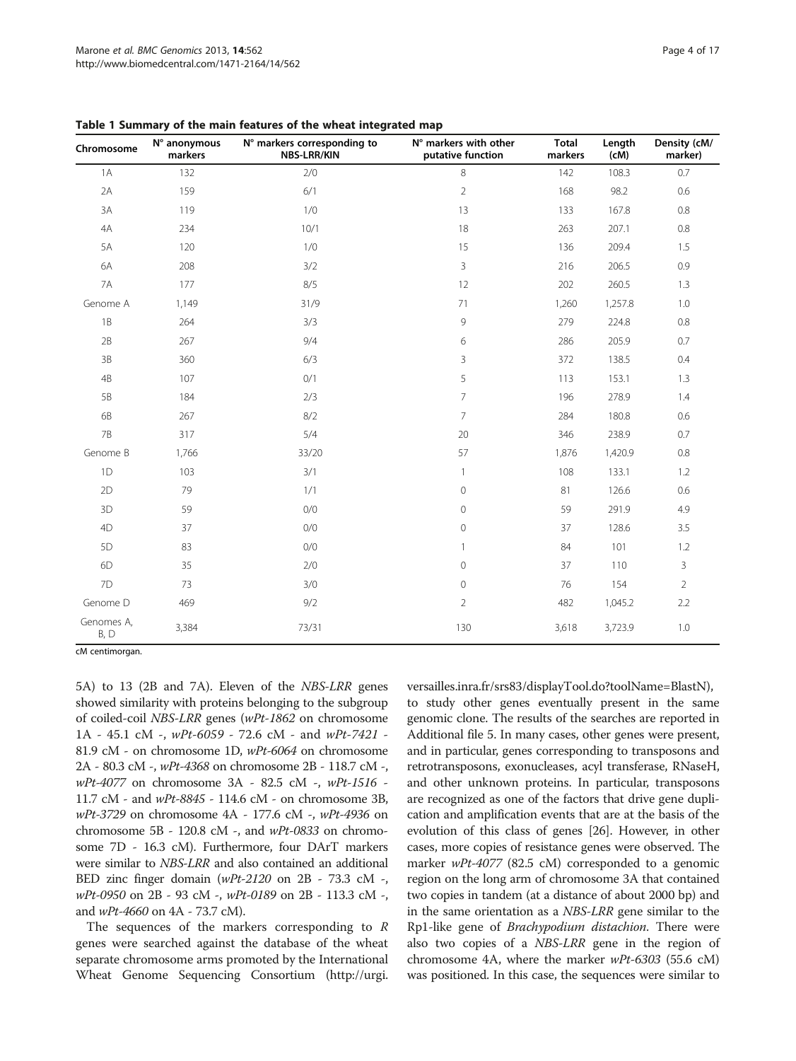**Table 1 Summary of the main features of the wheat integrated map**

| Chromosome | N° anonymous markers | N° markers corresponding to NBS-LRR/KIN | N° markers with other putative function | Total markers | Length (cM) | Density (cM/ marker) |
|---|---|---|---|---|---|---|
| 1A | 132 | 2/0 | 8 | 142 | 108.3 | 0.7 |
| 2A | 159 | 6/1 | 2 | 168 | 98.2 | 0.6 |
| 3A | 119 | 1/0 | 13 | 133 | 167.8 | 0.8 |
| 4A | 234 | 10/1 | 18 | 263 | 207.1 | 0.8 |
| 5A | 120 | 1/0 | 15 | 136 | 209.4 | 1.5 |
| 6A | 208 | 3/2 | 3 | 216 | 206.5 | 0.9 |
| 7A | 177 | 8/5 | 12 | 202 | 260.5 | 1.3 |
| Genome A | 1,149 | 31/9 | 71 | 1,260 | 1,257.8 | 1.0 |
| 1B | 264 | 3/3 | 9 | 279 | 224.8 | 0.8 |
| 2B | 267 | 9/4 | 6 | 286 | 205.9 | 0.7 |
| 3B | 360 | 6/3 | 3 | 372 | 138.5 | 0.4 |
| 4B | 107 | 0/1 | 5 | 113 | 153.1 | 1.3 |
| 5B | 184 | 2/3 | 7 | 196 | 278.9 | 1.4 |
| 6B | 267 | 8/2 | 7 | 284 | 180.8 | 0.6 |
| 7B | 317 | 5/4 | 20 | 346 | 238.9 | 0.7 |
| Genome B | 1,766 | 33/20 | 57 | 1,876 | 1,420.9 | 0.8 |
| 1D | 103 | 3/1 | 1 | 108 | 133.1 | 1.2 |
| 2D | 79 | 1/1 | 0 | 81 | 126.6 | 0.6 |
| 3D | 59 | 0/0 | 0 | 59 | 291.9 | 4.9 |
| 4D | 37 | 0/0 | 0 | 37 | 128.6 | 3.5 |
| 5D | 83 | 0/0 | 1 | 84 | 101 | 1.2 |
| 6D | 35 | 2/0 | 0 | 37 | 110 | 3 |
| 7D | 73 | 3/0 | 0 | 76 | 154 | 2 |
| Genome D | 469 | 9/2 | 2 | 482 | 1,045.2 | 2.2 |
| Genomes A, B, D | 3,384 | 73/31 | 130 | 3,618 | 3,723.9 | 1.0 |

cM centimorgan.

5A) to 13 (2B and 7A). Eleven of the *NBS-LRR* genes showed similarity with proteins belonging to the subgroup of coiled-coil *NBS-LRR* genes (*wPt-1862* on chromosome 1A - 45.1 cM -, *wPt-6059* - 72.6 cM - and *wPt-7421* - 81.9 cM - on chromosome 1D, *wPt-6064* on chromosome 2A - 80.3 cM -, *wPt-4368* on chromosome 2B - 118.7 cM -, *wPt-4077* on chromosome 3A - 82.5 cM -, *wPt-1516* - 11.7 cM - and *wPt-8845* - 114.6 cM - on chromosome 3B, *wPt-3729* on chromosome 4A - 177.6 cM -, *wPt-4936* on chromosome 5B - 120.8 cM -, and *wPt-0833* on chromosome 7D - 16.3 cM). Furthermore, four DArT markers were similar to *NBS-LRR* and also contained an additional BED zinc finger domain (*wPt-2120* on 2B - 73.3 cM -, *wPt-0950* on 2B - 93 cM -, *wPt-0189* on 2B - 113.3 cM -, and *wPt-4660* on 4A - 73.7 cM).

The sequences of the markers corresponding to *R* genes were searched against the database of the wheat separate chromosome arms promoted by the International Wheat Genome Sequencing Consortium (http://urgi.versailles.inra.fr/srs83/displayTool.do?toolName=BlastN), to study other genes eventually present in the same genomic clone. The results of the searches are reported in Additional file 5. In many cases, other genes were present, and in particular, genes corresponding to transposons and retrotransposons, exonucleases, acyl transferase, RNaseH, and other unknown proteins. In particular, transposons are recognized as one of the factors that drive gene duplication and amplification events that are at the basis of the evolution of this class of genes [26]. However, in other cases, more copies of resistance genes were observed. The marker *wPt-4077* (82.5 cM) corresponded to a genomic region on the long arm of chromosome 3A that contained two copies in tandem (at a distance of about 2000 bp) and in the same orientation as a *NBS-LRR* gene similar to the Rp1-like gene of *Brachypodium distachion*. There were also two copies of a *NBS-LRR* gene in the region of chromosome 4A, where the marker *wPt-6303* (55.6 cM) was positioned. In this case, the sequences were similar to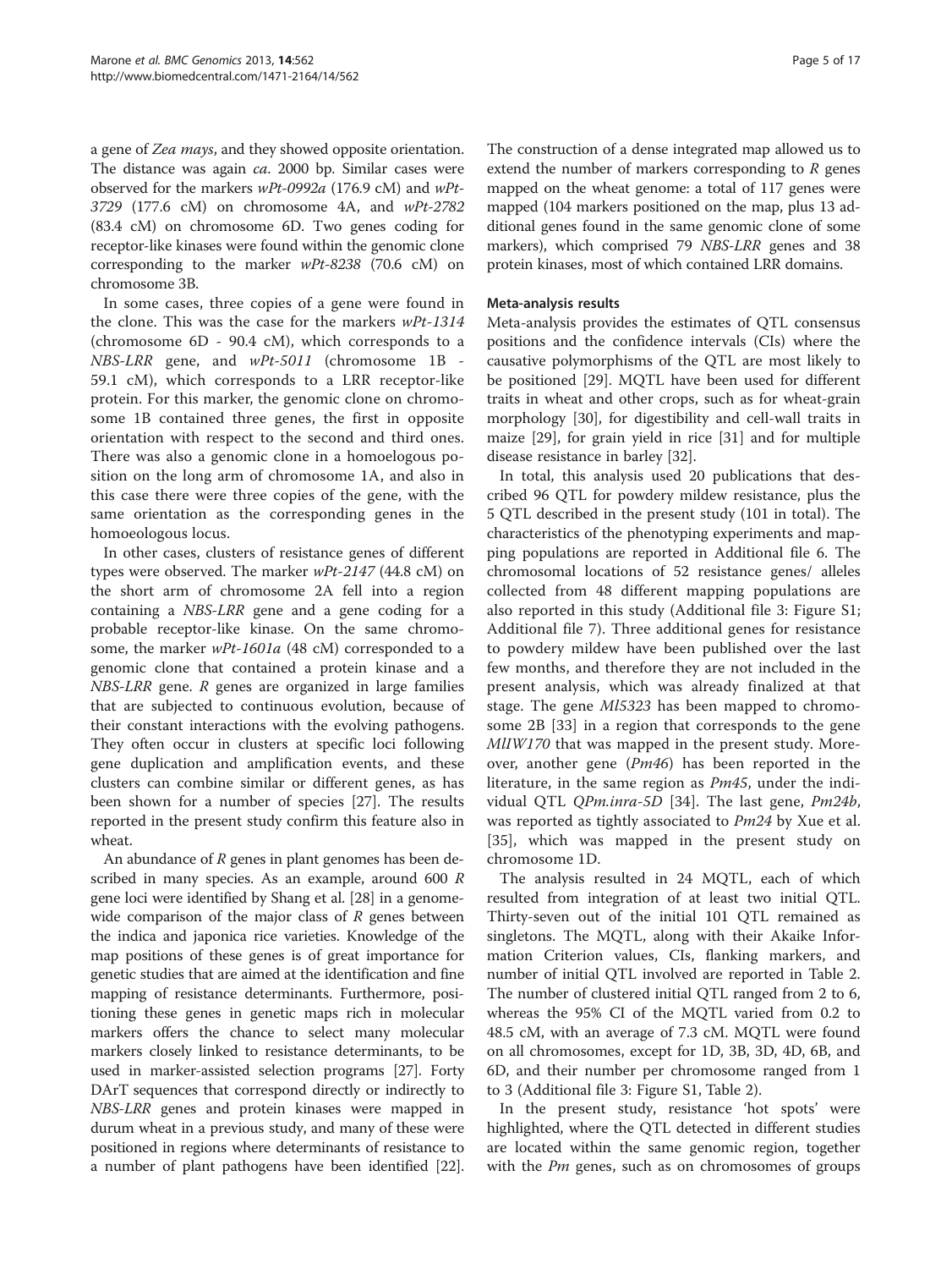a gene of *Zea mays*, and they showed opposite orientation. The distance was again *ca*. 2000 bp. Similar cases were observed for the markers *wPt-0992a* (176.9 cM) and *wPt-3729* (177.6 cM) on chromosome 4A, and *wPt-2782* (83.4 cM) on chromosome 6D. Two genes coding for receptor-like kinases were found within the genomic clone corresponding to the marker *wPt-8238* (70.6 cM) on chromosome 3B.

In some cases, three copies of a gene were found in the clone. This was the case for the markers *wPt-1314* (chromosome 6D - 90.4 cM), which corresponds to a *NBS-LRR* gene, and *wPt-5011* (chromosome 1B - 59.1 cM), which corresponds to a LRR receptor-like protein. For this marker, the genomic clone on chromosome 1B contained three genes, the first in opposite orientation with respect to the second and third ones. There was also a genomic clone in a homoeologous position on the long arm of chromosome 1A, and also in this case there were three copies of the gene, with the same orientation as the corresponding genes in the homoeologous locus.

In other cases, clusters of resistance genes of different types were observed. The marker *wPt-2147* (44.8 cM) on the short arm of chromosome 2A fell into a region containing a *NBS-LRR* gene and a gene coding for a probable receptor-like kinase. On the same chromosome, the marker *wPt-1601a* (48 cM) corresponded to a genomic clone that contained a protein kinase and a *NBS-LRR* gene. *R* genes are organized in large families that are subjected to continuous evolution, because of their constant interactions with the evolving pathogens. They often occur in clusters at specific loci following gene duplication and amplification events, and these clusters can combine similar or different genes, as has been shown for a number of species [27]. The results reported in the present study confirm this feature also in wheat.

An abundance of *R* genes in plant genomes has been described in many species. As an example, around 600 *R* gene loci were identified by Shang et al. [28] in a genome-wide comparison of the major class of *R* genes between the indica and japonica rice varieties. Knowledge of the map positions of these genes is of great importance for genetic studies that are aimed at the identification and fine mapping of resistance determinants. Furthermore, positioning these genes in genetic maps rich in molecular markers offers the chance to select many molecular markers closely linked to resistance determinants, to be used in marker-assisted selection programs [27]. Forty DArT sequences that correspond directly or indirectly to *NBS-LRR* genes and protein kinases were mapped in durum wheat in a previous study, and many of these were positioned in regions where determinants of resistance to a number of plant pathogens have been identified [22]. The construction of a dense integrated map allowed us to extend the number of markers corresponding to *R* genes mapped on the wheat genome: a total of 117 genes were mapped (104 markers positioned on the map, plus 13 additional genes found in the same genomic clone of some markers), which comprised 79 *NBS-LRR* genes and 38 protein kinases, most of which contained LRR domains.

#### Meta-analysis results

Meta-analysis provides the estimates of QTL consensus positions and the confidence intervals (CIs) where the causative polymorphisms of the QTL are most likely to be positioned [29]. MQTL have been used for different traits in wheat and other crops, such as for wheat-grain morphology [30], for digestibility and cell-wall traits in maize [29], for grain yield in rice [31] and for multiple disease resistance in barley [32].

In total, this analysis used 20 publications that described 96 QTL for powdery mildew resistance, plus the 5 QTL described in the present study (101 in total). The characteristics of the phenotyping experiments and mapping populations are reported in Additional file 6. The chromosomal locations of 52 resistance genes/ alleles collected from 48 different mapping populations are also reported in this study (Additional file 3: Figure S1; Additional file 7). Three additional genes for resistance to powdery mildew have been published over the last few months, and therefore they are not included in the present analysis, which was already finalized at that stage. The gene *Ml5323* has been mapped to chromosome 2B [33] in a region that corresponds to the gene *MlIW170* that was mapped in the present study. Moreover, another gene (*Pm46*) has been reported in the literature, in the same region as *Pm45*, under the individual QTL *QPm.inra-5D* [34]. The last gene, *Pm24b*, was reported as tightly associated to *Pm24* by Xue et al. [35], which was mapped in the present study on chromosome 1D.

The analysis resulted in 24 MQTL, each of which resulted from integration of at least two initial QTL. Thirty-seven out of the initial 101 QTL remained as singletons. The MQTL, along with their Akaike Information Criterion values, CIs, flanking markers, and number of initial QTL involved are reported in Table 2. The number of clustered initial QTL ranged from 2 to 6, whereas the 95% CI of the MQTL varied from 0.2 to 48.5 cM, with an average of 7.3 cM. MQTL were found on all chromosomes, except for 1D, 3B, 3D, 4D, 6B, and 6D, and their number per chromosome ranged from 1 to 3 (Additional file 3: Figure S1, Table 2).

In the present study, resistance 'hot spots' were highlighted, where the QTL detected in different studies are located within the same genomic region, together with the *Pm* genes, such as on chromosomes of groups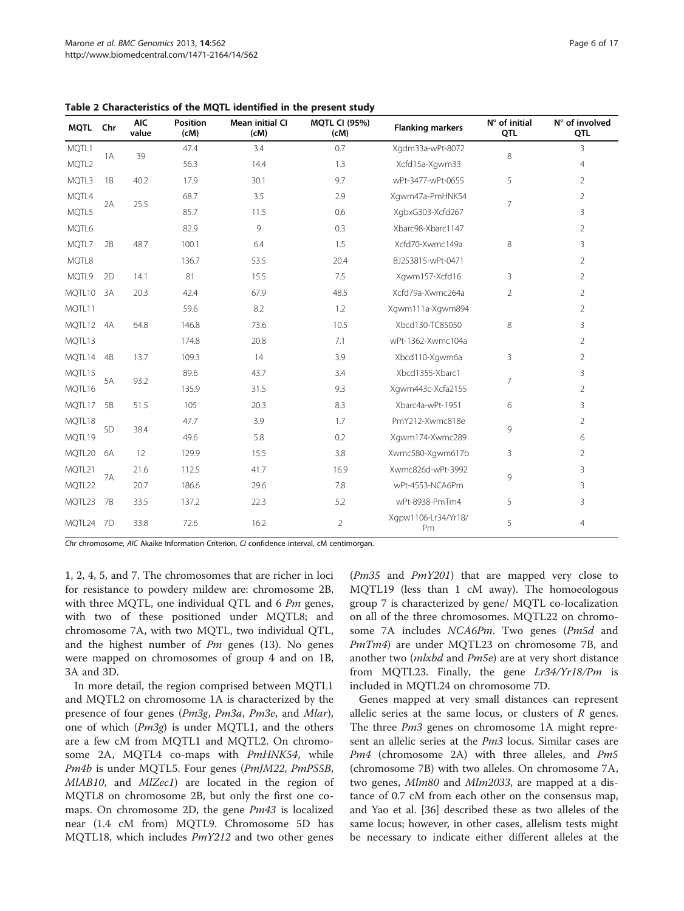**Table 2 Characteristics of the MQTL identified in the present study**

| MQTL | Chr | AIC value | Position (cM) | Mean initial CI (cM) | MQTL CI (95%) (cM) | Flanking markers | N° of initial QTL | N° of involved QTL |
|---|---|---|---|---|---|---|---|---|
| MQTL1 | 1A | 39 | 47.4 | 3.4 | 0.7 | Xgdm33a-wPt-8072 | 8 | 3 |
| MQTL2 | | | 56.3 | 14.4 | 1.3 | Xcfd15a-Xgwm33 | | 4 |
| MQTL3 | 1B | 40.2 | 17.9 | 30.1 | 9.7 | wPt-3477-wPt-0655 | 5 | 2 |
| MQTL4 | 2A | 25.5 | 68.7 | 3.5 | 2.9 | Xgwm47a-PmHNK54 | 7 | 2 |
| MQTL5 | | | 85.7 | 11.5 | 0.6 | XgbxG303-Xcfd267 | | 3 |
| MQTL6 | | | 82.9 | 9 | 0.3 | Xbarc98-Xbarc1147 | | 2 |
| MQTL7 | 2B | 48.7 | 100.1 | 6.4 | 1.5 | Xcfd70-Xwmc149a | 8 | 3 |
| MQTL8 | | | 136.7 | 53.5 | 20.4 | BJ253815-wPt-0471 | | 2 |
| MQTL9 | 2D | 14.1 | 81 | 15.5 | 7.5 | Xgwm157-Xcfd16 | 3 | 2 |
| MQTL10 | 3A | 20.3 | 42.4 | 67.9 | 48.5 | Xcfd79a-Xwmc264a | 2 | 2 |
| MQTL11 | | | 59.6 | 8.2 | 1.2 | Xgwm111a-Xgwm894 | | 2 |
| MQTL12 | 4A | 64.8 | 146.8 | 73.6 | 10.5 | Xbcd130-TC85050 | 8 | 3 |
| MQTL13 | | | 174.8 | 20.8 | 7.1 | wPt-1362-Xwmc104a | | 2 |
| MQTL14 | 4B | 13.7 | 109.3 | 14 | 3.9 | Xbcd110-Xgwm6a | 3 | 2 |
| MQTL15 | 5A | 93.2 | 89.6 | 43.7 | 3.4 | Xbcd1355-Xbarc1 | 7 | 3 |
| MQTL16 | | | 135.9 | 31.5 | 9.3 | Xgwm443c-Xcfa2155 | | 2 |
| MQTL17 | 5B | 51.5 | 105 | 20.3 | 8.3 | Xbarc4a-wPt-1951 | 6 | 3 |
| MQTL18 | 5D | 38.4 | 47.7 | 3.9 | 1.7 | PmY212-Xwmc818e | 9 | 2 |
| MQTL19 | | | 49.6 | 5.8 | 0.2 | Xgwm174-Xwmc289 | | 6 |
| MQTL20 | 6A | 12 | 129.9 | 15.5 | 3.8 | Xwmc580-Xgwm617b | 3 | 2 |
| MQTL21 | 7A | 21.6 | 112.5 | 41.7 | 16.9 | Xwmc826d-wPt-3992 | 9 | 3 |
| MQTL22 | | 20.7 | 186.6 | 29.6 | 7.8 | wPt-4553-NCA6Pm | | 3 |
| MQTL23 | 7B | 33.5 | 137.2 | 22.3 | 5.2 | wPt-8938-PmTm4 | 5 | 3 |
| MQTL24 | 7D | 33.8 | 72.6 | 16.2 | 2 | Xgpw1106-Lr34/Yr18/Pm | 5 | 4 |

*Chr* chromosome, *AIC* Akaike Information Criterion, *CI* confidence interval, cM centimorgan.

1, 2, 4, 5, and 7. The chromosomes that are richer in loci for resistance to powdery mildew are: chromosome 2B, with three MQTL, one individual QTL and 6 *Pm* genes, with two of these positioned under MQTL8; and chromosome 7A, with two MQTL, two individual QTL, and the highest number of *Pm* genes (13). No genes were mapped on chromosomes of group 4 and on 1B, 3A and 3D.

In more detail, the region comprised between MQTL1 and MQTL2 on chromosome 1A is characterized by the presence of four genes (*Pm3g*, *Pm3a*, *Pm3e*, and *Mlar*), one of which (*Pm3g*) is under MQTL1, and the others are a few cM from MQTL1 and MQTL2. On chromosome 2A, MQTL4 co-maps with *PmHNK54*, while *Pm4b* is under MQTL5. Four genes (*PmJM22*, *PmPS5B*, *MlAB10*, and *MlZec1*) are located in the region of MQTL8 on chromosome 2B, but only the first one co-maps. On chromosome 2D, the gene *Pm43* is localized near (1.4 cM from) MQTL9. Chromosome 5D has MQTL18, which includes *PmY212* and two other genes (*Pm35* and *PmY201*) that are mapped very close to MQTL19 (less than 1 cM away). The homoeologous group 7 is characterized by gene/ MQTL co-localization on all of the three chromosomes. MQTL22 on chromosome 7A includes *NCA6Pm*. Two genes (*Pm5d* and *PmTm4*) are under MQTL23 on chromosome 7B, and another two (*mlxbd* and *Pm5e*) are at very short distance from MQTL23. Finally, the gene *Lr34/Yr18/Pm* is included in MQTL24 on chromosome 7D.

Genes mapped at very small distances can represent allelic series at the same locus, or clusters of *R* genes. The three *Pm3* genes on chromosome 1A might represent an allelic series at the *Pm3* locus. Similar cases are *Pm4* (chromosome 2A) with three alleles, and *Pm5* (chromosome 7B) with two alleles. On chromosome 7A, two genes, *Mlm80* and *Mlm2033*, are mapped at a distance of 0.7 cM from each other on the consensus map, and Yao et al. [36] described these as two alleles of the same locus; however, in other cases, allelism tests might be necessary to indicate either different alleles at the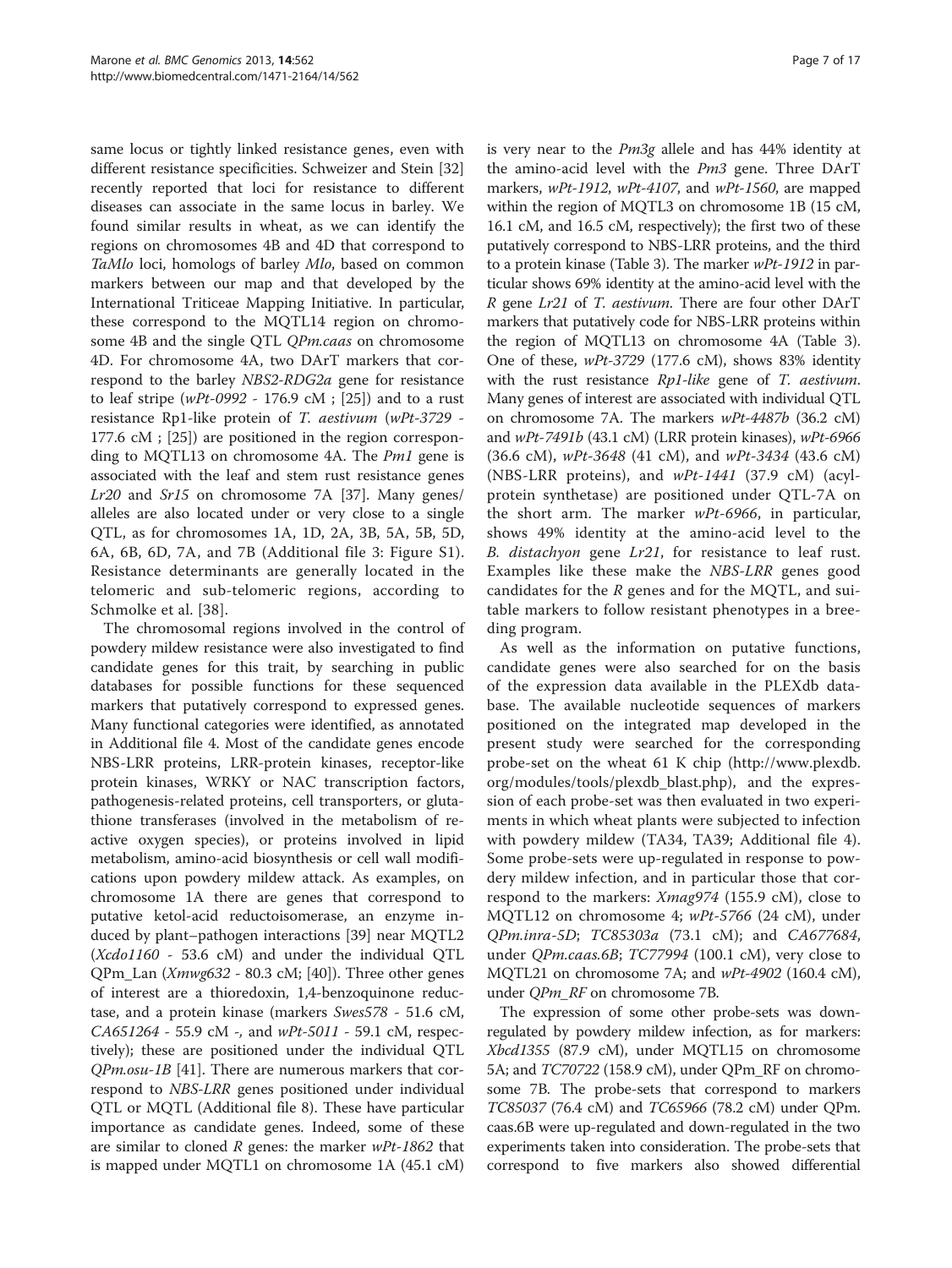same locus or tightly linked resistance genes, even with different resistance specificities. Schweizer and Stein [32] recently reported that loci for resistance to different diseases can associate in the same locus in barley. We found similar results in wheat, as we can identify the regions on chromosomes 4B and 4D that correspond to *TaMlo* loci, homologs of barley *Mlo*, based on common markers between our map and that developed by the International Triticeae Mapping Initiative. In particular, these correspond to the MQTL14 region on chromosome 4B and the single QTL *QPm.caas* on chromosome 4D. For chromosome 4A, two DArT markers that correspond to the barley *NBS2-RDG2a* gene for resistance to leaf stripe (*wPt-0992* - 176.9 cM ; [25]) and to a rust resistance Rp1-like protein of *T. aestivum* (*wPt-3729* - 177.6 cM ; [25]) are positioned in the region corresponding to MQTL13 on chromosome 4A. The *Pm1* gene is associated with the leaf and stem rust resistance genes *Lr20* and *Sr15* on chromosome 7A [37]. Many genes/alleles are also located under or very close to a single QTL, as for chromosomes 1A, 1D, 2A, 3B, 5A, 5B, 5D, 6A, 6B, 6D, 7A, and 7B (Additional file 3: Figure S1). Resistance determinants are generally located in the telomeric and sub-telomeric regions, according to Schmolke et al. [38].

The chromosomal regions involved in the control of powdery mildew resistance were also investigated to find candidate genes for this trait, by searching in public databases for possible functions for these sequenced markers that putatively correspond to expressed genes. Many functional categories were identified, as annotated in Additional file 4. Most of the candidate genes encode NBS-LRR proteins, LRR-protein kinases, receptor-like protein kinases, WRKY or NAC transcription factors, pathogenesis-related proteins, cell transporters, or glutathione transferases (involved in the metabolism of reactive oxygen species), or proteins involved in lipid metabolism, amino-acid biosynthesis or cell wall modifications upon powdery mildew attack. As examples, on chromosome 1A there are genes that correspond to putative ketol-acid reductoisomerase, an enzyme induced by plant–pathogen interactions [39] near MQTL2 (*Xcdo1160* - 53.6 cM) and under the individual QTL QPm_Lan (*Xmwg632* - 80.3 cM; [40]). Three other genes of interest are a thioredoxin, 1,4-benzoquinone reductase, and a protein kinase (markers *Swes578* - 51.6 cM, *CA651264* - 55.9 cM -, and *wPt-5011* - 59.1 cM, respectively); these are positioned under the individual QTL *QPm.osu-1B* [41]. There are numerous markers that correspond to *NBS-LRR* genes positioned under individual QTL or MQTL (Additional file 8). These have particular importance as candidate genes. Indeed, some of these are similar to cloned *R* genes: the marker *wPt-1862* that is mapped under MQTL1 on chromosome 1A (45.1 cM) is very near to the *Pm3g* allele and has 44% identity at the amino-acid level with the *Pm3* gene. Three DArT markers, *wPt-1912*, *wPt-4107*, and *wPt-1560*, are mapped within the region of MQTL3 on chromosome 1B (15 cM, 16.1 cM, and 16.5 cM, respectively); the first two of these putatively correspond to NBS-LRR proteins, and the third to a protein kinase (Table 3). The marker *wPt-1912* in particular shows 69% identity at the amino-acid level with the *R* gene *Lr21* of *T. aestivum*. There are four other DArT markers that putatively code for NBS-LRR proteins within the region of MQTL13 on chromosome 4A (Table 3). One of these, *wPt-3729* (177.6 cM), shows 83% identity with the rust resistance *Rp1-like* gene of *T. aestivum*. Many genes of interest are associated with individual QTL on chromosome 7A. The markers *wPt-4487b* (36.2 cM) and *wPt-7491b* (43.1 cM) (LRR protein kinases), *wPt-6966* (36.6 cM), *wPt-3648* (41 cM), and *wPt-3434* (43.6 cM) (NBS-LRR proteins), and *wPt-1441* (37.9 cM) (acyl-protein synthetase) are positioned under QTL-7A on the short arm. The marker *wPt-6966*, in particular, shows 49% identity at the amino-acid level to the *B. distachyon* gene *Lr21*, for resistance to leaf rust. Examples like these make the *NBS-LRR* genes good candidates for the *R* genes and for the MQTL, and suitable markers to follow resistant phenotypes in a breeding program.

As well as the information on putative functions, candidate genes were also searched for on the basis of the expression data available in the PLEXdb database. The available nucleotide sequences of markers positioned on the integrated map developed in the present study were searched for the corresponding probe-set on the wheat 61 K chip (http://www.plexdb.org/modules/tools/plexdb_blast.php), and the expression of each probe-set was then evaluated in two experiments in which wheat plants were subjected to infection with powdery mildew (TA34, TA39; Additional file 4). Some probe-sets were up-regulated in response to powdery mildew infection, and in particular those that correspond to the markers: *Xmag974* (155.9 cM), close to MQTL12 on chromosome 4; *wPt-5766* (24 cM), under *QPm.inra-5D*; *TC85303a* (73.1 cM); and *CA677684*, under *QPm.caas.6B*; *TC77994* (100.1 cM), very close to MQTL21 on chromosome 7A; and *wPt-4902* (160.4 cM), under *QPm_RF* on chromosome 7B.

The expression of some other probe-sets was down-regulated by powdery mildew infection, as for markers: *Xbcd1355* (87.9 cM), under MQTL15 on chromosome 5A; and *TC70722* (158.9 cM), under QPm_RF on chromosome 7B. The probe-sets that correspond to markers *TC85037* (76.4 cM) and *TC65966* (78.2 cM) under QPm.caas.6B were up-regulated and down-regulated in the two experiments taken into consideration. The probe-sets that correspond to five markers also showed differential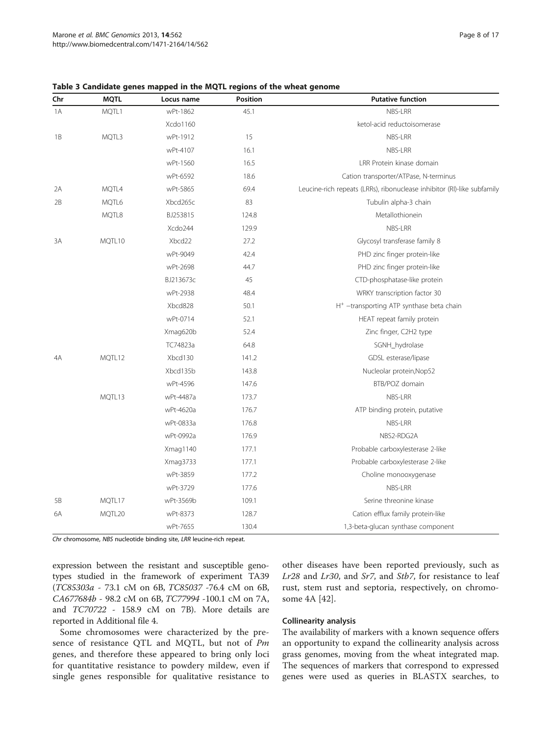**Table 3 Candidate genes mapped in the MQTL regions of the wheat genome**

| Chr | MQTL | Locus name | Position | Putative function |
|---|---|---|---|---|
| 1A | MQTL1 | wPt-1862 | 45.1 | NBS-LRR |
| | | Xcdo1160 | | ketol-acid reductoisomerase |
| 1B | MQTL3 | wPt-1912 | 15 | NBS-LRR |
| | | wPt-4107 | 16.1 | NBS-LRR |
| | | wPt-1560 | 16.5 | LRR Protein kinase domain |
| | | wPt-6592 | 18.6 | Cation transporter/ATPase, N-terminus |
| 2A | MQTL4 | wPt-5865 | 69.4 | Leucine-rich repeats (LRRs), ribonuclease inhibitor (RI)-like subfamily |
| 2B | MQTL6 | Xbcd265c | 83 | Tubulin alpha-3 chain |
| | MQTL8 | BJ253815 | 124.8 | Metallothionein |
| | | Xcdo244 | 129.9 | NBS-LRR |
| 3A | MQTL10 | Xbcd22 | 27.2 | Glycosyl transferase family 8 |
| | | wPt-9049 | 42.4 | PHD zinc finger protein-like |
| | | wPt-2698 | 44.7 | PHD zinc finger protein-like |
| | | BJ213673c | 45 | CTD-phosphatase-like protein |
| | | wPt-2938 | 48.4 | WRKY transcription factor 30 |
| | | Xbcd828 | 50.1 | $H^+$ –transporting ATP synthase beta chain |
| | | wPt-0714 | 52.1 | HEAT repeat family protein |
| | | Xmag620b | 52.4 | Zinc finger, C2H2 type |
| | | TC74823a | 64.8 | SGNH_hydrolase |
| 4A | MQTL12 | Xbcd130 | 141.2 | GDSL esterase/lipase |
| | | Xbcd135b | 143.8 | Nucleolar protein,Nop52 |
| | | wPt-4596 | 147.6 | BTB/POZ domain |
| | MQTL13 | wPt-4487a | 173.7 | NBS-LRR |
| | | wPt-4620a | 176.7 | ATP binding protein, putative |
| | | wPt-0833a | 176.8 | NBS-LRR |
| | | wPt-0992a | 176.9 | NBS2-RDG2A |
| | | Xmag1140 | 177.1 | Probable carboxylesterase 2-like |
| | | Xmag3733 | 177.1 | Probable carboxylesterase 2-like |
| | | wPt-3859 | 177.2 | Choline monooxygenase |
| | | wPt-3729 | 177.6 | NBS-LRR |
| 5B | MQTL17 | wPt-3569b | 109.1 | Serine threonine kinase |
| 6A | MQTL20 | wPt-8373 | 128.7 | Cation efflux family protein-like |
| | | wPt-7655 | 130.4 | 1,3-beta-glucan synthase component |

*Chr* chromosome, *NBS* nucleotide binding site, *LRR* leucine-rich repeat.

expression between the resistant and susceptible genotypes studied in the framework of experiment TA39 (*TC85303a* - 73.1 cM on 6B, *TC85037* -76.4 cM on 6B, *CA677684b* - 98.2 cM on 6B, *TC77994* -100.1 cM on 7A, and *TC70722* - 158.9 cM on 7B). More details are reported in Additional file 4.

Some chromosomes were characterized by the presence of resistance QTL and MQTL, but not of *Pm* genes, and therefore these appeared to bring only loci for quantitative resistance to powdery mildew, even if single genes responsible for qualitative resistance to other diseases have been reported previously, such as *Lr28* and *Lr30*, and *Sr7*, and *Stb7*, for resistance to leaf rust, stem rust and septoria, respectively, on chromosome 4A [42].

### Collinearity analysis

The availability of markers with a known sequence offers an opportunity to expand the collinearity analysis across grass genomes, moving from the wheat integrated map. The sequences of markers that correspond to expressed genes were used as queries in BLASTX searches, to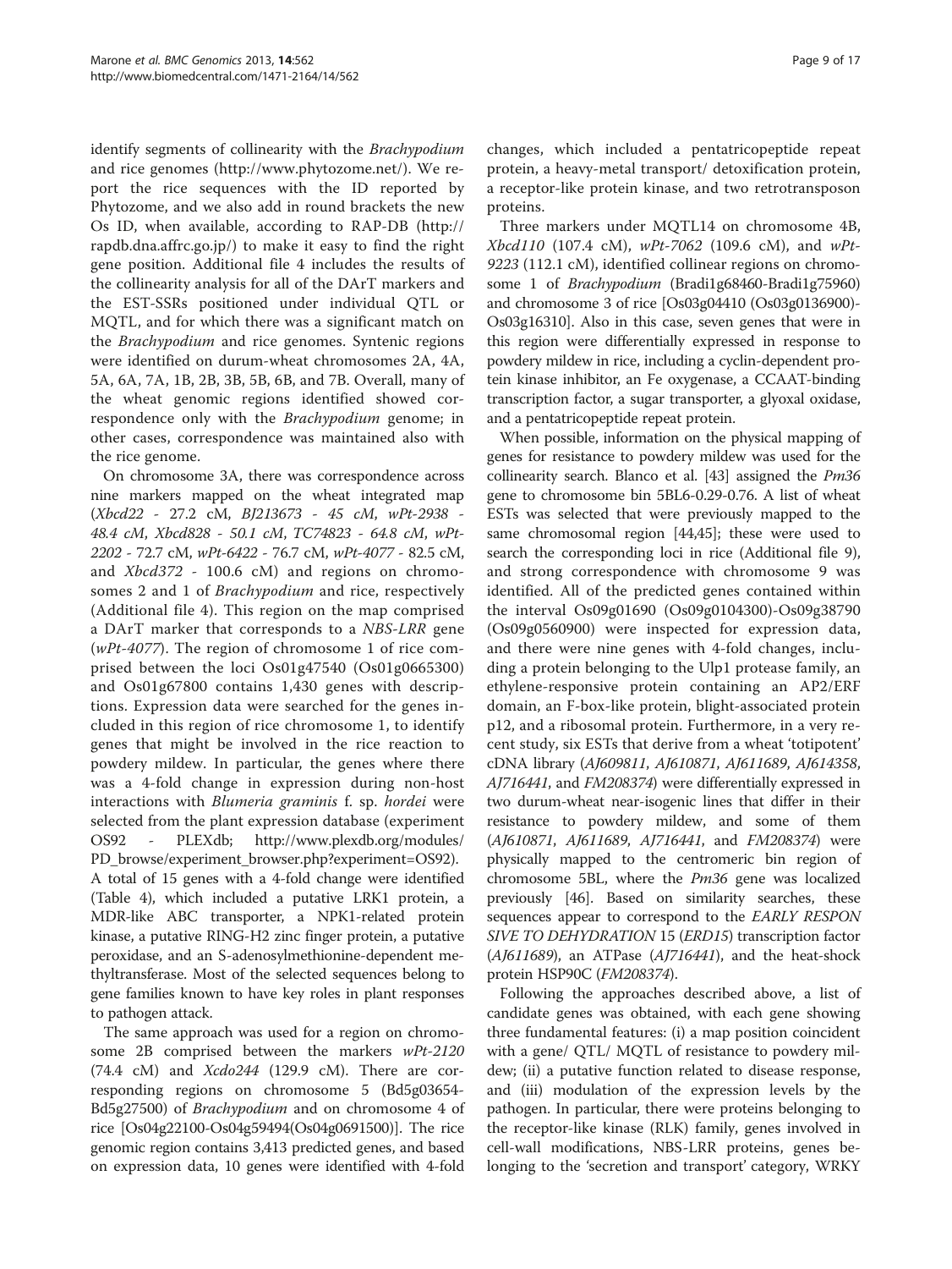identify segments of collinearity with the *Brachypodium* and rice genomes (http://www.phytozome.net/). We report the rice sequences with the ID reported by Phytozome, and we also add in round brackets the new Os ID, when available, according to RAP-DB (http://rapdb.dna.affrc.go.jp/) to make it easy to find the right gene position. Additional file 4 includes the results of the collinearity analysis for all of the DArT markers and the EST-SSRs positioned under individual QTL or MQTL, and for which there was a significant match on the *Brachypodium* and rice genomes. Syntenic regions were identified on durum-wheat chromosomes 2A, 4A, 5A, 6A, 7A, 1B, 2B, 3B, 5B, 6B, and 7B. Overall, many of the wheat genomic regions identified showed correspondence only with the *Brachypodium* genome; in other cases, correspondence was maintained also with the rice genome.

On chromosome 3A, there was correspondence across nine markers mapped on the wheat integrated map (*Xbcd22* - 27.2 cM, *BJ213673 - 45 cM*, *wPt-2938 - 48.4 cM*, *Xbcd828 - 50.1 cM*, *TC74823 - 64.8 cM*, *wPt-2202* - 72.7 cM, *wPt-6422* - 76.7 cM, *wPt-4077* - 82.5 cM, and *Xbcd372* - 100.6 cM) and regions on chromosomes 2 and 1 of *Brachypodium* and rice, respectively (Additional file 4). This region on the map comprised a DArT marker that corresponds to a *NBS-LRR* gene (*wPt-4077*). The region of chromosome 1 of rice comprised between the loci Os01g47540 (Os01g0665300) and Os01g67800 contains 1,430 genes with descriptions. Expression data were searched for the genes included in this region of rice chromosome 1, to identify genes that might be involved in the rice reaction to powdery mildew. In particular, the genes where there was a 4-fold change in expression during non-host interactions with *Blumeria graminis* f. sp. *hordei* were selected from the plant expression database (experiment OS92 - PLEXdb; http://www.plexdb.org/modules/PD_browse/experiment_browser.php?experiment=OS92). A total of 15 genes with a 4-fold change were identified (Table 4), which included a putative LRK1 protein, a MDR-like ABC transporter, a NPK1-related protein kinase, a putative RING-H2 zinc finger protein, a putative peroxidase, and an S-adenosylmethionine-dependent methyltransferase. Most of the selected sequences belong to gene families known to have key roles in plant responses to pathogen attack.

The same approach was used for a region on chromosome 2B comprised between the markers *wPt-2120* (74.4 cM) and *Xcdo244* (129.9 cM). There are corresponding regions on chromosome 5 (Bd5g03654-Bd5g27500) of *Brachypodium* and on chromosome 4 of rice [Os04g22100-Os04g59494(Os04g0691500)]. The rice genomic region contains 3,413 predicted genes, and based on expression data, 10 genes were identified with 4-fold changes, which included a pentatricopeptide repeat protein, a heavy-metal transport/ detoxification protein, a receptor-like protein kinase, and two retrotransposon proteins.

Three markers under MQTL14 on chromosome 4B, *Xbcd110* (107.4 cM), *wPt-7062* (109.6 cM), and *wPt-9223* (112.1 cM), identified collinear regions on chromosome 1 of *Brachypodium* (Bradi1g68460-Bradi1g75960) and chromosome 3 of rice [Os03g04410 (Os03g0136900)-Os03g16310]. Also in this case, seven genes that were in this region were differentially expressed in response to powdery mildew in rice, including a cyclin-dependent protein kinase inhibitor, an Fe oxygenase, a CCAAT-binding transcription factor, a sugar transporter, a glyoxal oxidase, and a pentatricopeptide repeat protein.

When possible, information on the physical mapping of genes for resistance to powdery mildew was used for the collinearity search. Blanco et al. [43] assigned the *Pm36* gene to chromosome bin 5BL6-0.29-0.76. A list of wheat ESTs was selected that were previously mapped to the same chromosomal region [44,45]; these were used to search the corresponding loci in rice (Additional file 9), and strong correspondence with chromosome 9 was identified. All of the predicted genes contained within the interval Os09g01690 (Os09g0104300)-Os09g38790 (Os09g0560900) were inspected for expression data, and there were nine genes with 4-fold changes, including a protein belonging to the Ulp1 protease family, an ethylene-responsive protein containing an AP2/ERF domain, an F-box-like protein, blight-associated protein p12, and a ribosomal protein. Furthermore, in a very recent study, six ESTs that derive from a wheat 'totipotent' cDNA library (*AJ609811*, *AJ610871*, *AJ611689*, *AJ614358*, *AJ716441*, and *FM208374*) were differentially expressed in two durum-wheat near-isogenic lines that differ in their resistance to powdery mildew, and some of them (*AJ610871*, *AJ611689*, *AJ716441*, and *FM208374*) were physically mapped to the centromeric bin region of chromosome 5BL, where the *Pm36* gene was localized previously [46]. Based on similarity searches, these sequences appear to correspond to the *EARLY RESPONSIVE TO DEHYDRATION* 15 (*ERD15*) transcription factor (*AJ611689*), an ATPase (*AJ716441*), and the heat-shock protein HSP90C (*FM208374*).

Following the approaches described above, a list of candidate genes was obtained, with each gene showing three fundamental features: (i) a map position coincident with a gene/ QTL/ MQTL of resistance to powdery mildew; (ii) a putative function related to disease response, and (iii) modulation of the expression levels by the pathogen. In particular, there were proteins belonging to the receptor-like kinase (RLK) family, genes involved in cell-wall modifications, NBS-LRR proteins, genes belonging to the 'secretion and transport' category, WRKY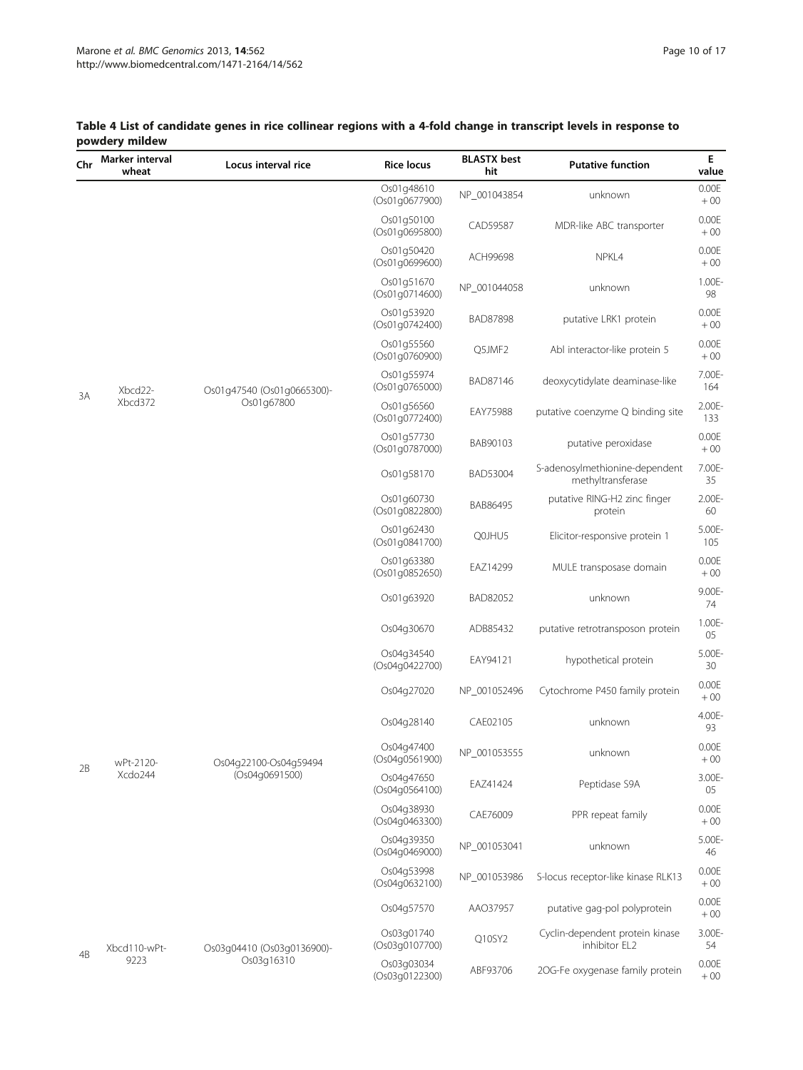**Table 4 List of candidate genes in rice collinear regions with a 4-fold change in transcript levels in response to powdery mildew**

| Chr | Marker interval wheat | Locus interval rice | Rice locus | BLASTX best hit | Putative function | E value |
|---|---|---|---|---|---|---|
| 3A | Xbcd22-Xbcd372 | Os01g47540 (Os01g0665300)-Os01g67800 | Os01g48610 (Os01g0677900) | NP_001043854 | unknown | 0.00E + 00 |
| | | | Os01g50100 (Os01g0695800) | CAD59587 | MDR-like ABC transporter | 0.00E + 00 |
| | | | Os01g50420 (Os01g0699600) | ACH99698 | NPKL4 | 0.00E + 00 |
| | | | Os01g51670 (Os01g0714600) | NP_001044058 | unknown | 1.00E-98 |
| | | | Os01g53920 (Os01g0742400) | BAD87898 | putative LRK1 protein | 0.00E + 00 |
| | | | Os01g55560 (Os01g0760900) | Q5JMF2 | Abl interactor-like protein 5 | 0.00E + 00 |
| | | | Os01g55974 (Os01g0765000) | BAD87146 | deoxycytidylate deaminase-like | 7.00E-164 |
| | | | Os01g56560 (Os01g0772400) | EAY75988 | putative coenzyme Q binding site | 2.00E-133 |
| | | | Os01g57730 (Os01g0787000) | BAB90103 | putative peroxidase | 0.00E + 00 |
| | | | Os01g58170 | BAD53004 | S-adenosylmethionine-dependent methyltransferase | 7.00E-35 |
| | | | Os01g60730 (Os01g0822800) | BAB86495 | putative RING-H2 zinc finger protein | 2.00E-60 |
| | | | Os01g62430 (Os01g0841700) | Q0JHU5 | Elicitor-responsive protein 1 | 5.00E-105 |
| | | | Os01g63380 (Os01g0852650) | EAZ14299 | MULE transposase domain | 0.00E + 00 |
| | | | Os01g63920 | BAD82052 | unknown | 9.00E-74 |
| 2B | wPt-2120-Xcdo244 | Os04g22100-Os04g59494 (Os04g0691500) | Os04g30670 | ADB85432 | putative retrotransposon protein | 1.00E-05 |
| | | | Os04g34540 (Os04g0422700) | EAY94121 | hypothetical protein | 5.00E-30 |
| | | | Os04g27020 | NP_001052496 | Cytochrome P450 family protein | 0.00E + 00 |
| | | | Os04g28140 | CAE02105 | unknown | 4.00E-93 |
| | | | Os04g47400 (Os04g0561900) | NP_001053555 | unknown | 0.00E + 00 |
| | | | Os04g47650 (Os04g0564100) | EAZ41424 | Peptidase S9A | 3.00E-05 |
| | | | Os04g38930 (Os04g0463300) | CAE76009 | PPR repeat family | 0.00E + 00 |
| | | | Os04g39350 (Os04g0469000) | NP_001053041 | unknown | 5.00E-46 |
| | | | Os04g53998 (Os04g0632100) | NP_001053986 | S-locus receptor-like kinase RLK13 | 0.00E + 00 |
| | | | Os04g57570 | AAO37957 | putative gag-pol polyprotein | 0.00E + 00 |
| 4B | Xbcd110-wPt-9223 | Os03g04410 (Os03g0136900)-Os03g16310 | Os03g01740 (Os03g0107700) | Q10SY2 | Cyclin-dependent protein kinase inhibitor EL2 | 3.00E-54 |
| | | | Os03g03034 (Os03g0122300) | ABF93706 | 2OG-Fe oxygenase family protein | 0.00E + 00 |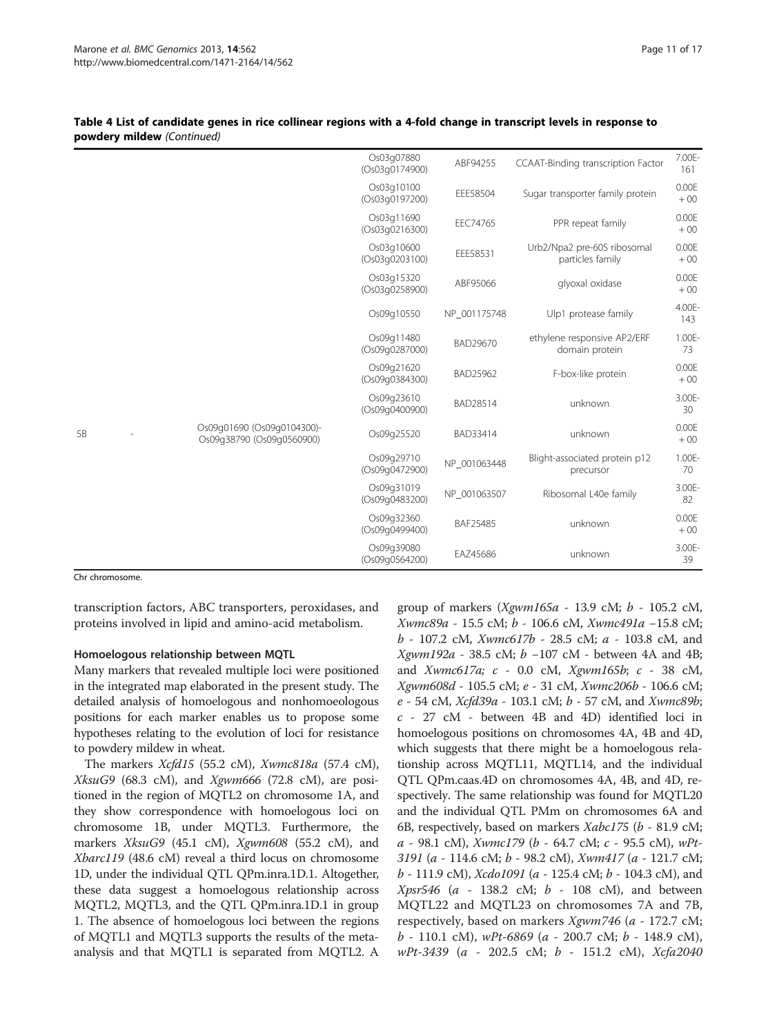**Table 4 List of candidate genes in rice collinear regions with a 4-fold change in transcript levels in response to powdery mildew** *(Continued)*

| | | | | | | |
|---|---|---|---|---|---|---|
| | | | Os03g07880 (Os03g0174900) | ABF94255 | CCAAT-Binding transcription Factor | 7.00E-161 |
| | | | Os03g10100 (Os03g0197200) | EEE58504 | Sugar transporter family protein | 0.00E+00 |
| | | | Os03g11690 (Os03g0216300) | EEC74765 | PPR repeat family | 0.00E+00 |
| | | | Os03g10600 (Os03g0203100) | EEE58531 | Urb2/Npa2 pre-60S ribosomal particles family | 0.00E+00 |
| | | | Os03g15320 (Os03g0258900) | ABF95066 | glyoxal oxidase | 0.00E+00 |
| | | | Os09g10550 | NP_001175748 | Ulp1 protease family | 4.00E-143 |
| | | | Os09g11480 (Os09g0287000) | BAD29670 | ethylene responsive AP2/ERF domain protein | 1.00E-73 |
| | | | Os09g21620 (Os09g0384300) | BAD25962 | F-box-like protein | 0.00E+00 |
| | | | Os09g23610 (Os09g0400900) | BAD28514 | unknown | 3.00E-30 |
| 5B | - | Os09g01690 (Os09g0104300)-Os09g38790 (Os09g0560900) | Os09g25520 | BAD33414 | unknown | 0.00E+00 |
| | | | Os09g29710 (Os09g0472900) | NP_001063448 | Blight-associated protein p12 precursor | 1.00E-70 |
| | | | Os09g31019 (Os09g0483200) | NP_001063507 | Ribosomal L40e family | 3.00E-82 |
| | | | Os09g32360 (Os09g0499400) | BAF25485 | unknown | 0.00E+00 |
| | | | Os09g39080 (Os09g0564200) | EAZ45686 | unknown | 3.00E-39 |

Chr chromosome.

transcription factors, ABC transporters, peroxidases, and proteins involved in lipid and amino-acid metabolism.

#### Homoelogous relationship between MQTL

Many markers that revealed multiple loci were positioned in the integrated map elaborated in the present study. The detailed analysis of homoelogous and nonhomoeologous positions for each marker enables us to propose some hypotheses relating to the evolution of loci for resistance to powdery mildew in wheat.

The markers *Xcfd15* (55.2 cM), *Xwmc818a* (57.4 cM), *XksuG9* (68.3 cM), and *Xgwm666* (72.8 cM), are positioned in the region of MQTL2 on chromosome 1A, and they show correspondence with homoelogous loci on chromosome 1B, under MQTL3. Furthermore, the markers *XksuG9* (45.1 cM), *Xgwm608* (55.2 cM), and *Xbarc119* (48.6 cM) reveal a third locus on chromosome 1D, under the individual QTL QPm.inra.1D.1. Altogether, these data suggest a homoelogous relationship across MQTL2, MQTL3, and the QTL QPm.inra.1D.1 in group 1. The absence of homoelogous loci between the regions of MQTL1 and MQTL3 supports the results of the meta-analysis and that MQTL1 is separated from MQTL2. A group of markers (*Xgwm165a* - 13.9 cM; *b* - 105.2 cM, *Xwmc89a* - 15.5 cM; *b* - 106.6 cM, *Xwmc491a* –15.8 cM; *b* - 107.2 cM, *Xwmc617b* - 28.5 cM; *a* - 103.8 cM, and *Xgwm192a* - 38.5 cM; *b* –107 cM - between 4A and 4B; and *Xwmc617a; c* - 0.0 cM, *Xgwm165b*; *c* - 38 cM, *Xgwm608d* - 105.5 cM; *e* - 31 cM, *Xwmc206b* - 106.6 cM; *e* - 54 cM, *Xcfd39a* - 103.1 cM; *b* - 57 cM, and *Xwmc89b*; *c* - 27 cM - between 4B and 4D) identified loci in homoelogous positions on chromosomes 4A, 4B and 4D, which suggests that there might be a homoelogous relationship across MQTL11, MQTL14, and the individual QTL QPm.caas.4D on chromosomes 4A, 4B, and 4D, respectively. The same relationship was found for MQTL20 and the individual QTL PMm on chromosomes 6A and 6B, respectively, based on markers *Xabc175* (*b* - 81.9 cM; *a* - 98.1 cM), *Xwmc179* (*b* - 64.7 cM; *c* - 95.5 cM), *wPt-3191* (*a* - 114.6 cM; *b* - 98.2 cM), *Xwm417* (*a* - 121.7 cM; *b* - 111.9 cM), *Xcdo1091* (*a* - 125.4 cM; *b* - 104.3 cM), and *Xpsr546* (*a* - 138.2 cM; *b* - 108 cM), and between MQTL22 and MQTL23 on chromosomes 7A and 7B, respectively, based on markers *Xgwm746* (*a* - 172.7 cM; *b* - 110.1 cM), *wPt-6869* (*a* - 200.7 cM; *b* - 148.9 cM), *wPt-3439* (*a* - 202.5 cM; *b* - 151.2 cM), *Xcfa2040*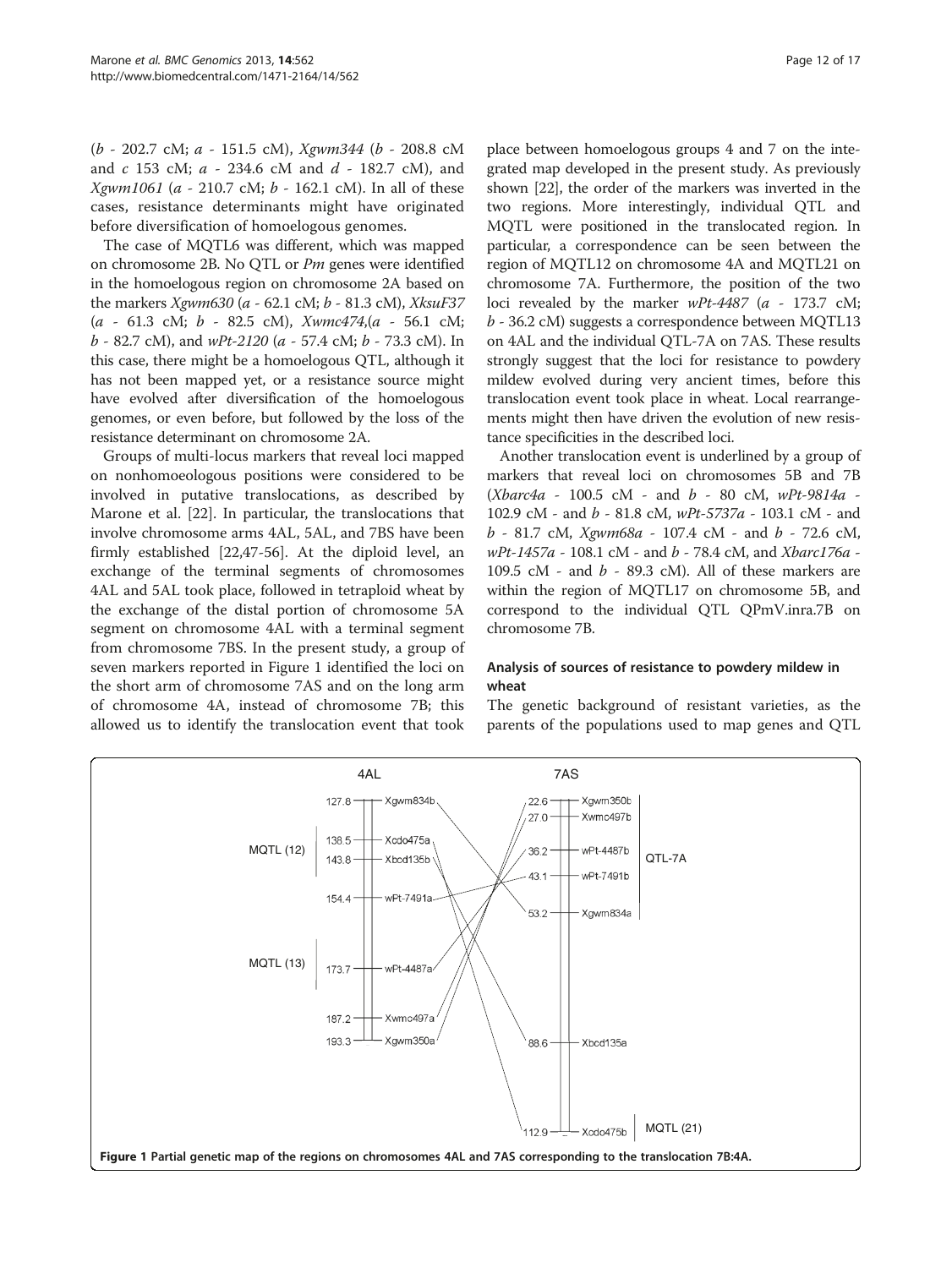(*b* - 202.7 cM; *a* - 151.5 cM), *Xgwm344* (*b* - 208.8 cM and *c* 153 cM; *a* - 234.6 cM and *d* - 182.7 cM), and *Xgwm1061* (*a* - 210.7 cM; *b* - 162.1 cM). In all of these cases, resistance determinants might have originated before diversification of homoeologous genomes.

The case of MQTL6 was different, which was mapped on chromosome 2B. No QTL or *Pm* genes were identified in the homoelogous region on chromosome 2A based on the markers *Xgwm630* (*a* - 62.1 cM; *b* - 81.3 cM), *XksuF37* (*a* - 61.3 cM; *b* - 82.5 cM), *Xwmc474*,(*a* - 56.1 cM; *b* - 82.7 cM), and *wPt-2120* (*a* - 57.4 cM; *b* - 73.3 cM). In this case, there might be a homoelogous QTL, although it has not been mapped yet, or a resistance source might have evolved after diversification of the homoelogous genomes, or even before, but followed by the loss of the resistance determinant on chromosome 2A.

Groups of multi-locus markers that reveal loci mapped on nonhomoeologous positions were considered to be involved in putative translocations, as described by Marone et al. [22]. In particular, the translocations that involve chromosome arms 4AL, 5AL, and 7BS have been firmly established [22,47-56]. At the diploid level, an exchange of the terminal segments of chromosomes 4AL and 5AL took place, followed in tetraploid wheat by the exchange of the distal portion of chromosome 5A segment on chromosome 4AL with a terminal segment from chromosome 7BS. In the present study, a group of seven markers reported in Figure 1 identified the loci on the short arm of chromosome 7AS and on the long arm of chromosome 4A, instead of chromosome 7B; this allowed us to identify the translocation event that took place between homoelogous groups 4 and 7 on the integrated map developed in the present study. As previously shown [22], the order of the markers was inverted in the two regions. More interestingly, individual QTL and MQTL were positioned in the translocated region. In particular, a correspondence can be seen between the region of MQTL12 on chromosome 4A and MQTL21 on chromosome 7A. Furthermore, the position of the two loci revealed by the marker *wPt-4487* (*a* - 173.7 cM; *b* - 36.2 cM) suggests a correspondence between MQTL13 on 4AL and the individual QTL-7A on 7AS. These results strongly suggest that the loci for resistance to powdery mildew evolved during very ancient times, before this translocation event took place in wheat. Local rearrangements might then have driven the evolution of new resistance specificities in the described loci.

Another translocation event is underlined by a group of markers that reveal loci on chromosomes 5B and 7B (*Xbarc4a* - 100.5 cM - and *b* - 80 cM, *wPt-9814a* - 102.9 cM - and *b* - 81.8 cM, *wPt-5737a* - 103.1 cM - and *b* - 81.7 cM, *Xgwm68a* - 107.4 cM - and *b* - 72.6 cM, *wPt-1457a* - 108.1 cM - and *b* - 78.4 cM, and *Xbarc176a* - 109.5 cM - and *b* - 89.3 cM). All of these markers are within the region of MQTL17 on chromosome 5B, and correspond to the individual QTL QPmV.inra.7B on chromosome 7B.

### Analysis of sources of resistance to powdery mildew in wheat

The genetic background of resistant varieties, as the parents of the populations used to map genes and QTL

4AL
127.8 Xgwm834b
MQTL (12)
138.5 Xcdo475a
143.8 Xbcd135b
154.4 wPt-7491a
MQTL (13)
173.7 wPt-4487a
187.2 Xwmc497a
193.3 Xgwm350a

7AS
22.6 Xgwm350b
27.0 Xwmc497b
36.2 wPt-4487b
43.1 wPt-7491b
QTL-7A
53.2 Xgwm834a
88.6 Xbcd135a
112.9 Xcdo475b
MQTL (21)

**Figure 1 Partial genetic map of the regions on chromosomes 4AL and 7AS corresponding to the translocation 7B:4A.**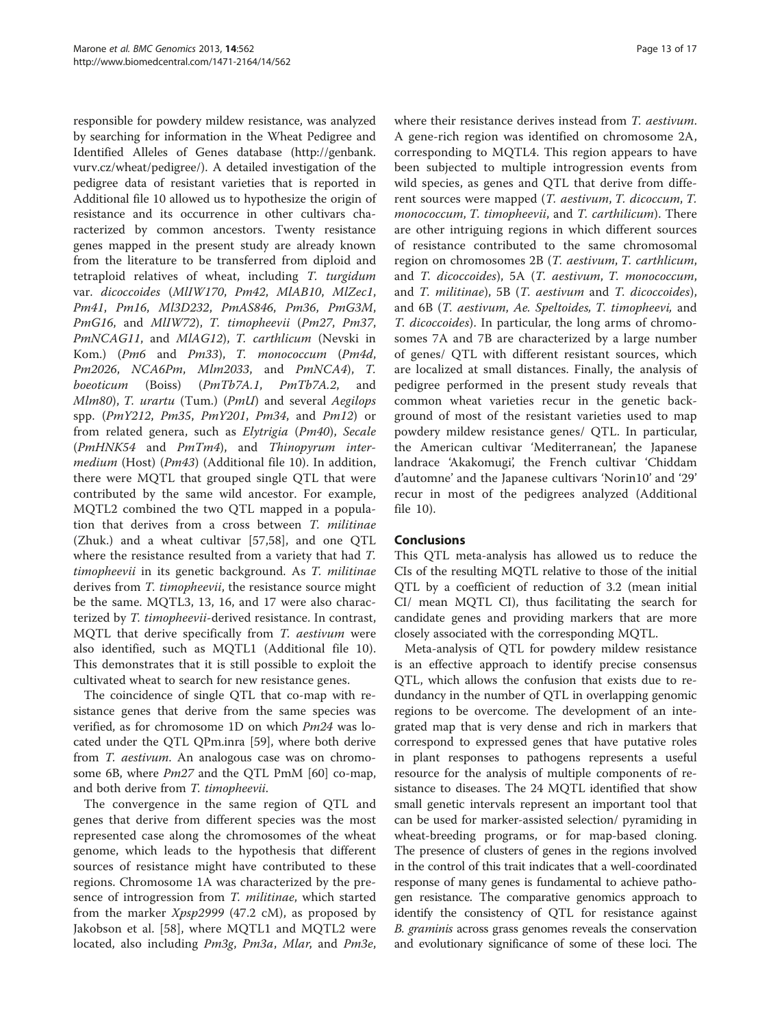responsible for powdery mildew resistance, was analyzed by searching for information in the Wheat Pedigree and Identified Alleles of Genes database (http://genbank.vurv.cz/wheat/pedigree/). A detailed investigation of the pedigree data of resistant varieties that is reported in Additional file 10 allowed us to hypothesize the origin of resistance and its occurrence in other cultivars characterized by common ancestors. Twenty resistance genes mapped in the present study are already known from the literature to be transferred from diploid and tetraploid relatives of wheat, including *T. turgidum* var. *dicoccoides* (*MlIW170*, *Pm42*, *MlAB10*, *MlZec1*, *Pm41*, *Pm16*, *Ml3D232*, *PmAS846*, *Pm36*, *PmG3M*, *PmG16*, and *MlIW72*), *T. timopheevii* (*Pm27*, *Pm37*, *PmNCAG11*, and *MlAG12*), *T. carthlicum* (Nevski in Kom.) (*Pm6* and *Pm33*), *T. monococcum* (*Pm4d*, *Pm2026*, *NCA6Pm*, *Mlm2033*, and *PmNCA4*), *T. boeoticum* (Boiss) (*PmTb7A.1*, *PmTb7A.2*, and *Mlm80*), *T. urartu* (Tum.) (*PmU*) and several *Aegilops* spp. (*PmY212*, *Pm35*, *PmY201*, *Pm34*, and *Pm12*) or from related genera, such as *Elytrigia* (*Pm40*), *Secale* (*PmHNK54* and *PmTm4*), and *Thinopyrum intermedium* (Host) (*Pm43*) (Additional file 10). In addition, there were MQTL that grouped single QTL that were contributed by the same wild ancestor. For example, MQTL2 combined the two QTL mapped in a population that derives from a cross between *T. militinae* (Zhuk.) and a wheat cultivar [57,58], and one QTL where the resistance resulted from a variety that had *T. timopheevii* in its genetic background. As *T. militinae* derives from *T. timopheevii*, the resistance source might be the same. MQTL3, 13, 16, and 17 were also characterized by *T. timopheevii*-derived resistance. In contrast, MQTL that derive specifically from *T. aestivum* were also identified, such as MQTL1 (Additional file 10). This demonstrates that it is still possible to exploit the cultivated wheat to search for new resistance genes.

The coincidence of single QTL that co-map with resistance genes that derive from the same species was verified, as for chromosome 1D on which *Pm24* was located under the QTL QPm.inra [59], where both derive from *T. aestivum*. An analogous case was on chromosome 6B, where *Pm27* and the QTL PmM [60] co-map, and both derive from *T. timopheevii*.

The convergence in the same region of QTL and genes that derive from different species was the most represented case along the chromosomes of the wheat genome, which leads to the hypothesis that different sources of resistance might have contributed to these regions. Chromosome 1A was characterized by the presence of introgression from *T. militinae*, which started from the marker *Xpsp2999* (47.2 cM), as proposed by Jakobson et al. [58], where MQTL1 and MQTL2 were located, also including *Pm3g*, *Pm3a*, *Mlar*, and *Pm3e*, where their resistance derives instead from *T. aestivum*. A gene-rich region was identified on chromosome 2A, corresponding to MQTL4. This region appears to have been subjected to multiple introgression events from wild species, as genes and QTL that derive from different sources were mapped (*T. aestivum*, *T. dicoccum*, *T. monococcum*, *T. timopheevii*, and *T. carthilicum*). There are other intriguing regions in which different sources of resistance contributed to the same chromosomal region on chromosomes 2B (*T. aestivum*, *T. carthlicum*, and *T. dicoccoides*), 5A (*T. aestivum*, *T. monococcum*, and *T. militinae*), 5B (*T. aestivum* and *T. dicoccoides*), and 6B (*T. aestivum*, *Ae. Speltoides*, *T. timopheevi,* and *T. dicoccoides*). In particular, the long arms of chromosomes 7A and 7B are characterized by a large number of genes/ QTL with different resistant sources, which are localized at small distances. Finally, the analysis of pedigree performed in the present study reveals that common wheat varieties recur in the genetic background of most of the resistant varieties used to map powdery mildew resistance genes/ QTL. In particular, the American cultivar 'Mediterranean', the Japanese landrace 'Akakomugi', the French cultivar 'Chiddam d'automne' and the Japanese cultivars 'Norin10' and '29' recur in most of the pedigrees analyzed (Additional file 10).

## Conclusions

This QTL meta-analysis has allowed us to reduce the CIs of the resulting MQTL relative to those of the initial QTL by a coefficient of reduction of 3.2 (mean initial CI/ mean MQTL CI), thus facilitating the search for candidate genes and providing markers that are more closely associated with the corresponding MQTL.

Meta-analysis of QTL for powdery mildew resistance is an effective approach to identify precise consensus QTL, which allows the confusion that exists due to redundancy in the number of QTL in overlapping genomic regions to be overcome. The development of an integrated map that is very dense and rich in markers that correspond to expressed genes that have putative roles in plant responses to pathogens represents a useful resource for the analysis of multiple components of resistance to diseases. The 24 MQTL identified that show small genetic intervals represent an important tool that can be used for marker-assisted selection/ pyramiding in wheat-breeding programs, or for map-based cloning. The presence of clusters of genes in the regions involved in the control of this trait indicates that a well-coordinated response of many genes is fundamental to achieve pathogen resistance. The comparative genomics approach to identify the consistency of QTL for resistance against *B. graminis* across grass genomes reveals the conservation and evolutionary significance of some of these loci. The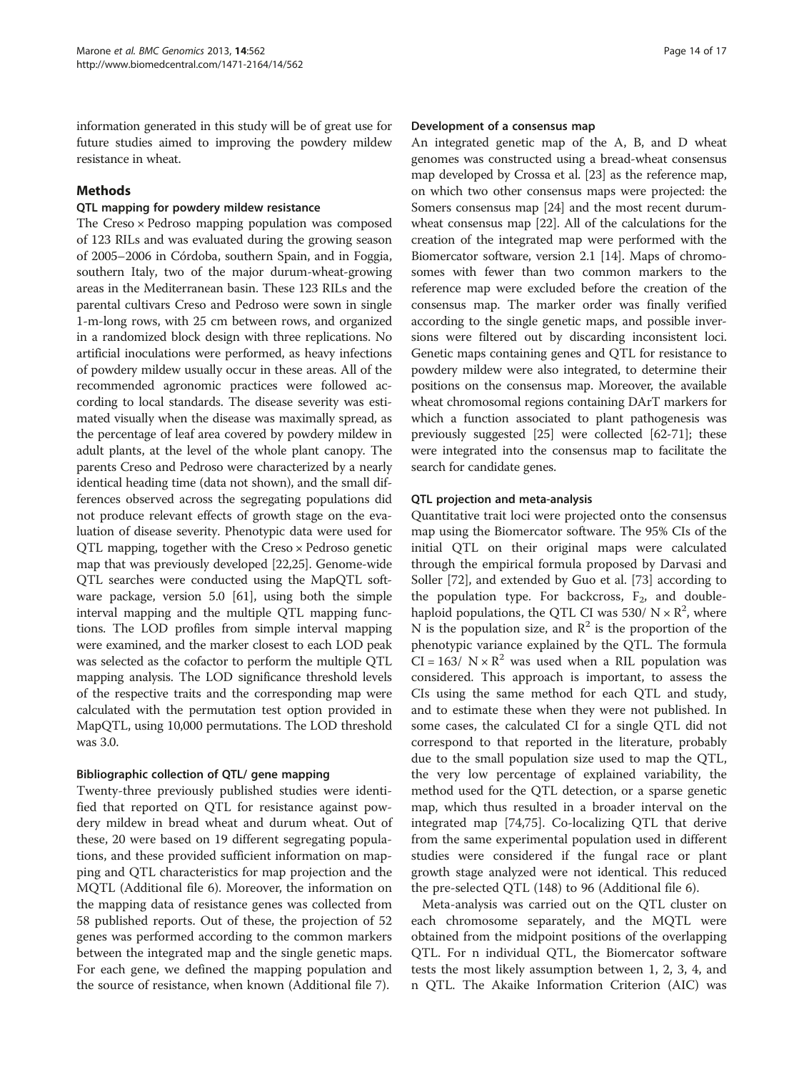information generated in this study will be of great use for future studies aimed to improving the powdery mildew resistance in wheat.

## Methods

### QTL mapping for powdery mildew resistance

The Creso × Pedroso mapping population was composed of 123 RILs and was evaluated during the growing season of 2005–2006 in Córdoba, southern Spain, and in Foggia, southern Italy, two of the major durum-wheat-growing areas in the Mediterranean basin. These 123 RILs and the parental cultivars Creso and Pedroso were sown in single 1-m-long rows, with 25 cm between rows, and organized in a randomized block design with three replications. No artificial inoculations were performed, as heavy infections of powdery mildew usually occur in these areas. All of the recommended agronomic practices were followed according to local standards. The disease severity was estimated visually when the disease was maximally spread, as the percentage of leaf area covered by powdery mildew in adult plants, at the level of the whole plant canopy. The parents Creso and Pedroso were characterized by a nearly identical heading time (data not shown), and the small differences observed across the segregating populations did not produce relevant effects of growth stage on the evaluation of disease severity. Phenotypic data were used for QTL mapping, together with the Creso × Pedroso genetic map that was previously developed [22,25]. Genome-wide QTL searches were conducted using the MapQTL software package, version 5.0 [61], using both the simple interval mapping and the multiple QTL mapping functions. The LOD profiles from simple interval mapping were examined, and the marker closest to each LOD peak was selected as the cofactor to perform the multiple QTL mapping analysis. The LOD significance threshold levels of the respective traits and the corresponding map were calculated with the permutation test option provided in MapQTL, using 10,000 permutations. The LOD threshold was 3.0.

### Bibliographic collection of QTL/ gene mapping

Twenty-three previously published studies were identified that reported on QTL for resistance against powdery mildew in bread wheat and durum wheat. Out of these, 20 were based on 19 different segregating populations, and these provided sufficient information on mapping and QTL characteristics for map projection and the MQTL (Additional file 6). Moreover, the information on the mapping data of resistance genes was collected from 58 published reports. Out of these, the projection of 52 genes was performed according to the common markers between the integrated map and the single genetic maps. For each gene, we defined the mapping population and the source of resistance, when known (Additional file 7).

### Development of a consensus map

An integrated genetic map of the A, B, and D wheat genomes was constructed using a bread-wheat consensus map developed by Crossa et al. [23] as the reference map, on which two other consensus maps were projected: the Somers consensus map [24] and the most recent durum-wheat consensus map [22]. All of the calculations for the creation of the integrated map were performed with the Biomercator software, version 2.1 [14]. Maps of chromosomes with fewer than two common markers to the reference map were excluded before the creation of the consensus map. The marker order was finally verified according to the single genetic maps, and possible inversions were filtered out by discarding inconsistent loci. Genetic maps containing genes and QTL for resistance to powdery mildew were also integrated, to determine their positions on the consensus map. Moreover, the available wheat chromosomal regions containing DArT markers for which a function associated to plant pathogenesis was previously suggested [25] were collected [62-71]; these were integrated into the consensus map to facilitate the search for candidate genes.

### QTL projection and meta-analysis

Quantitative trait loci were projected onto the consensus map using the Biomercator software. The 95% CIs of the initial QTL on their original maps were calculated through the empirical formula proposed by Darvasi and Soller [72], and extended by Guo et al. [73] according to the population type. For backcross, $F_2$, and double-haploid populations, the QTL CI was $530/ N \times R^2$, where N is the population size, and $R^2$ is the proportion of the phenotypic variance explained by the QTL. The formula $CI = 163/ N \times R^2$ was used when a RIL population was considered. This approach is important, to assess the CIs using the same method for each QTL and study, and to estimate these when they were not published. In some cases, the calculated CI for a single QTL did not correspond to that reported in the literature, probably due to the small population size used to map the QTL, the very low percentage of explained variability, the method used for the QTL detection, or a sparse genetic map, which thus resulted in a broader interval on the integrated map [74,75]. Co-localizing QTL that derive from the same experimental population used in different studies were considered if the fungal race or plant growth stage analyzed were not identical. This reduced the pre-selected QTL (148) to 96 (Additional file 6).

Meta-analysis was carried out on the QTL cluster on each chromosome separately, and the MQTL were obtained from the midpoint positions of the overlapping QTL. For n individual QTL, the Biomercator software tests the most likely assumption between 1, 2, 3, 4, and n QTL. The Akaike Information Criterion (AIC) was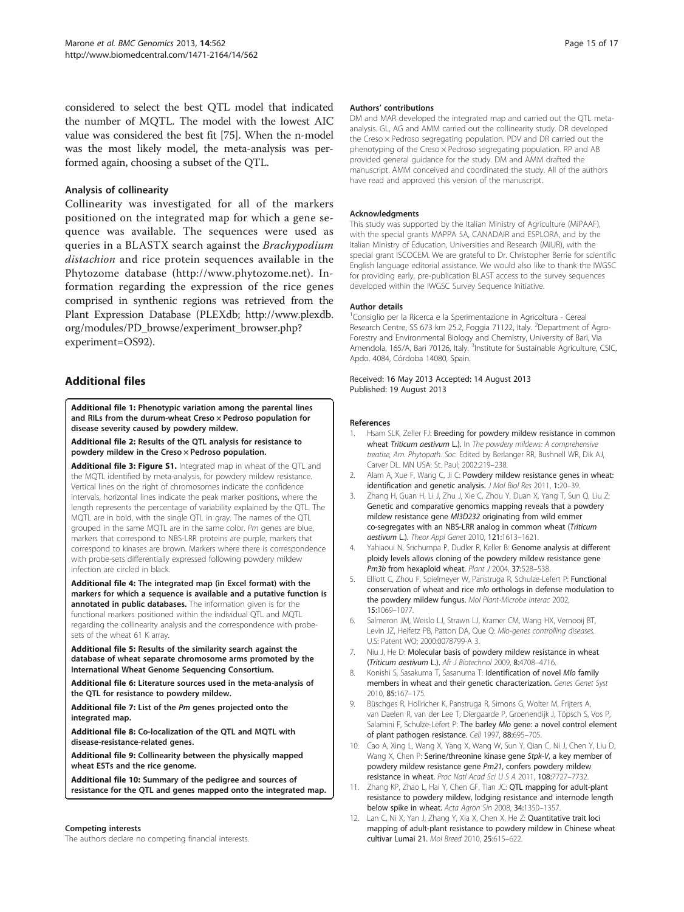considered to select the best QTL model that indicated the number of MQTL. The model with the lowest AIC value was considered the best fit [75]. When the n-model was the most likely model, the meta-analysis was performed again, choosing a subset of the QTL.

### Analysis of collinearity

Collinearity was investigated for all of the markers positioned on the integrated map for which a gene sequence was available. The sequences were used as queries in a BLASTX search against the *Brachypodium distachion* and rice protein sequences available in the Phytozome database (http://www.phytozome.net). Information regarding the expression of the rice genes comprised in synthenic regions was retrieved from the Plant Expression Database (PLEXdb; http://www.plexdb.org/modules/PD_browse/experiment_browser.php?experiment=OS92).

## Additional files

**Additional file 1: Phenotypic variation among the parental lines and RILs from the durum-wheat Creso × Pedroso population for disease severity caused by powdery mildew.**

**Additional file 2: Results of the QTL analysis for resistance to powdery mildew in the Creso × Pedroso population.**

**Additional file 3: Figure S1.** Integrated map in wheat of the QTL and the MQTL identified by meta-analysis, for powdery mildew resistance. Vertical lines on the right of chromosomes indicate the confidence intervals, horizontal lines indicate the peak marker positions, where the length represents the percentage of variability explained by the QTL. The MQTL are in bold, with the single QTL in gray. The names of the QTL grouped in the same MQTL are in the same color. *Pm* genes are blue, markers that correspond to NBS-LRR proteins are purple, markers that correspond to kinases are brown. Markers where there is correspondence with probe-sets differentially expressed following powdery mildew infection are circled in black.

**Additional file 4: The integrated map (in Excel format) with the markers for which a sequence is available and a putative function is annotated in public databases.** The information given is for the functional markers positioned within the individual QTL and MQTL regarding the collinearity analysis and the correspondence with probe-sets of the wheat 61 K array.

**Additional file 5: Results of the similarity search against the database of wheat separate chromosome arms promoted by the International Wheat Genome Sequencing Consortium.**

**Additional file 6: Literature sources used in the meta-analysis of the QTL for resistance to powdery mildew.**

**Additional file 7: List of the *Pm* genes projected onto the integrated map.**

**Additional file 8: Co-localization of the QTL and MQTL with disease-resistance-related genes.**

**Additional file 9: Collinearity between the physically mapped wheat ESTs and the rice genome.**

**Additional file 10: Summary of the pedigree and sources of resistance for the QTL and genes mapped onto the integrated map.**

### Competing interests

The authors declare no competing financial interests.

### Authors' contributions

DM and MAR developed the integrated map and carried out the QTL meta-analysis. GL, AG and AMM carried out the collinearity study. DR developed the Creso × Pedroso segregating population. PDV and DR carried out the phenotyping of the Creso × Pedroso segregating population. RP and AB provided general guidance for the study. DM and AMM drafted the manuscript. AMM conceived and coordinated the study. All of the authors have read and approved this version of the manuscript.

### Acknowledgments

This study was supported by the Italian Ministry of Agriculture (MiPAAF), with the special grants MAPPA 5A, CANADAIR and ESPLORA, and by the Italian Ministry of Education, Universities and Research (MIUR), with the special grant ISCOCEM. We are grateful to Dr. Christopher Berrie for scientific English language editorial assistance. We would also like to thank the IWGSC for providing early, pre-publication BLAST access to the survey sequences developed within the IWGSC Survey Sequence Initiative.

### Author details

[1]Consiglio per la Ricerca e la Sperimentazione in Agricoltura - Cereal Research Centre, SS 673 km 25.2, Foggia 71122, Italy. [2]Department of Agro-Forestry and Environmental Biology and Chemistry, University of Bari, Via Amendola, 165/A, Bari 70126, Italy. [3]Institute for Sustainable Agriculture, CSIC, Apdo. 4084, Córdoba 14080, Spain.

Received: 16 May 2013 Accepted: 14 August 2013
Published: 19 August 2013

### References

1. Hsam SLK, Zeller FJ: **Breeding for powdery mildew resistance in common wheat *Triticum aestivum* L.).** In *The powdery mildews: A comprehensive treatise, Am. Phytopath. Soc.* Edited by Berlanger RR, Bushnell WR, Dik AJ, Carver DL. MN USA: St. Paul; 2002:219–238.
2. Alam A, Xue F, Wang C, Ji C: **Powdery mildew resistance genes in wheat: identification and genetic analysis.** *J Mol Biol Res* 2011, **1:**20–39.
3. Zhang H, Guan H, Li J, Zhu J, Xie C, Zhou Y, Duan X, Yang T, Sun Q, Liu Z: **Genetic and comparative genomics mapping reveals that a powdery mildew resistance gene *Ml3D232* originating from wild emmer co-segregates with an NBS-LRR analog in common wheat (*Triticum aestivum* L.).** *Theor Appl Genet* 2010, **121:**1613–1621.
4. Yahiaoui N, Srichumpa P, Dudler R, Keller B: **Genome analysis at different ploidy levels allows cloning of the powdery mildew resistance gene *Pm3b* from hexaploid wheat.** *Plant J* 2004, **37:**528–538.
5. Elliott C, Zhou F, Spielmeyer W, Panstruga R, Schulze-Lefert P: **Functional conservation of wheat and rice *mlo* orthologs in defense modulation to the powdery mildew fungus.** *Mol Plant-Microbe Interac* 2002, **15:**1069–1077.
6. Salmeron JM, Weislo LJ, Strawn LJ, Kramer CM, Wang HX, Vernooij BT, Levin JZ, Heifetz PB, Patton DA, Que Q: *Mlo-genes controlling diseases.* U.S: Patent WO; 2000:0078799-A 3.
7. Niu J, He D: **Molecular basis of powdery mildew resistance in wheat (*Triticum aestivum* L.).** *Afr J Biotechnol* 2009, **8:**4708–4716.
8. Konishi S, Sasakuma T, Sasanuma T: **Identification of novel *Mlo* family members in wheat and their genetic characterization.** *Genes Genet Syst* 2010, **85:**167–175.
9. Büschges R, Hollricher K, Panstruga R, Simons G, Wolter M, Frijters A, van Daelen R, van der Lee T, Diergaarde P, Groenendijk J, Töpsch S, Vos P, Salamini F, Schulze-Lefert P: **The barley *Mlo* gene: a novel control element of plant pathogen resistance.** *Cell* 1997, **88:**695–705.
10. Cao A, Xing L, Wang X, Yang X, Wang W, Sun Y, Qian C, Ni J, Chen Y, Liu D, Wang X, Chen P: **Serine/threonine kinase gene *Stpk-V*, a key member of powdery mildew resistance gene *Pm21*, confers powdery mildew resistance in wheat.** *Proc Natl Acad Sci U S A* 2011, **108:**7727–7732.
11. Zhang KP, Zhao L, Hai Y, Chen GF, Tian JC: **QTL mapping for adult-plant resistance to powdery mildew, lodging resistance and internode length below spike in wheat.** *Acta Agron Sin* 2008, **34:**1350–1357.
12. Lan C, Ni X, Yan J, Zhang Y, Xia X, Chen X, He Z: **Quantitative trait loci mapping of adult-plant resistance to powdery mildew in Chinese wheat cultivar Lumai 21.** *Mol Breed* 2010, **25:**615–622.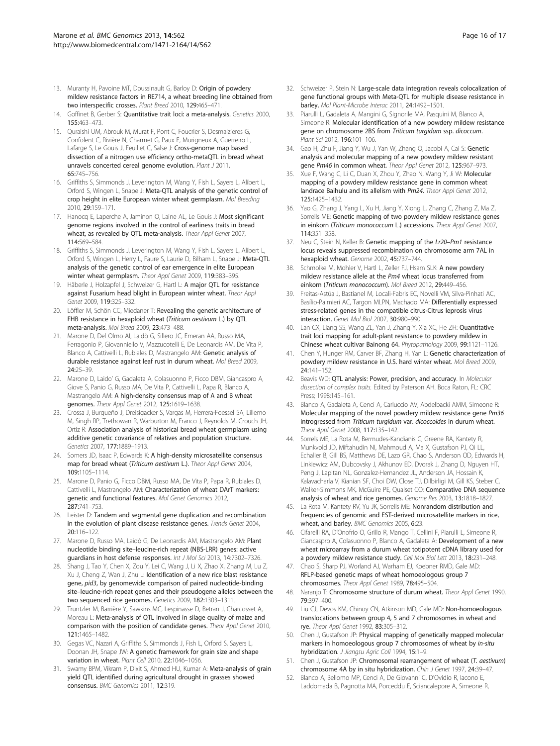13. Muranty H, Pavoine MT, Doussinault G, Barloy D: **Origin of powdery mildew resistance factors in RE714, a wheat breeding line obtained from two interspecific crosses.** *Plant Breed* 2010, **129:**465–471.
14. Goffinet B, Gerber S: **Quantitative trait loci: a meta-analysis.** *Genetics* 2000, **155:**463–473.
15. Quraishi UM, Abrouk M, Murat F, Pont C, Foucrier S, Desmaizieres G, Confolent C, Rivière N, Charmet G, Paux E, Murigneux A, Guerreiro L, Lafarge S, Le Gouis J, Feuillet C, Salse J: **Cross-genome map based dissection of a nitrogen use efficiency ortho-metaQTL in bread wheat unravels concerted cereal genome evolution.** *Plant J* 2011, **65:**745–756.
16. Griffiths S, Simmonds J, Leverington M, Wang Y, Fish L, Sayers L, Alibert L, Orford S, Wingen L, Snape J: **Meta-QTL analysis of the genetic control of crop height in elite European winter wheat germplasm.** *Mol Breeding* 2010, **29:**159–171.
17. Hanocq E, Laperche A, Jaminon O, Laine AL, Le Gouis J: **Most significant genome regions involved in the control of earliness traits in bread wheat, as revealed by QTL meta-analysis.** *Theor Appl Genet* 2007, **114:**569–584.
18. Griffiths S, Simmonds J, Leverington M, Wang Y, Fish L, Sayers L, Alibert L, Orford S, Wingen L, Herry L, Faure S, Laurie D, Bilham L, Snape J: **Meta-QTL analysis of the genetic control of ear emergence in elite European winter wheat germplasm.** *Theor Appl Genet* 2009, **119:**383–395.
19. Häberle J, Holzapfel J, Schweizer G, Hartl L: **A major QTL for resistance against Fusarium head blight in European winter wheat.** *Theor Appl Genet* 2009, **119:**325–332.
20. Löffler M, Schön CC, Miedaner T: **Revealing the genetic architecture of FHB resistance in hexaploid wheat (*Triticum aestivum* L.) by QTL meta-analysis.** *Mol Breed* 2009, **23:**473–488.
21. Marone D, Del Olmo AI, Laidò G, Sillero JC, Emeran AA, Russo MA, Ferragonio P, Giovanniello V, Mazzucotelli E, De Leonardis AM, De Vita P, Blanco A, Cattivelli L, Rubiales D, Mastrangelo AM: **Genetic analysis of durable resistance against leaf rust in durum wheat.** *Mol Breed* 2009, **24:**25–39.
22. Marone D, Laido' G, Gadaleta A, Colasuonno P, Ficco DBM, Giancaspro A, Giove S, Panio G, Russo MA, De Vita P, Cattivelli L, Papa R, Blanco A, Mastrangelo AM: **A high-density consensus map of A and B wheat genomes.** *Theor Appl Genet* 2012, **125:**1619–1638.
23. Crossa J, Burgueño J, Dreisigacker S, Vargas M, Herrera-Foessel SA, Lillemo M, Singh RP, Trethowan R, Warburton M, Franco J, Reynolds M, Crouch JH, Ortiz R: **Association analysis of historical bread wheat germplasm using additive genetic covariance of relatives and population structure.** *Genetics* 2007, **177:**1889–1913.
24. Somers JD, Isaac P, Edwards K: **A high-density microsatellite consensus map for bread wheat (*Triticum aestivum* L.).** *Theor Appl Genet* 2004, **109:**1105–1114.
25. Marone D, Panio G, Ficco DBM, Russo MA, De Vita P, Papa R, Rubiales D, Cattivelli L, Mastrangelo AM: **Characterization of wheat DArT markers: genetic and functional features.** *Mol Genet Genomics* 2012, **287:**741–753.
26. Leister D: **Tandem and segmental gene duplication and recombination in the evolution of plant disease resistance genes.** *Trends Genet* 2004, **20:**116–122.
27. Marone D, Russo MA, Laidò G, De Leonardis AM, Mastrangelo AM: **Plant nucleotide binding site–leucine-rich repeat (NBS-LRR) genes: active guardians in host defense responses.** *Int J Mol Sci* 2013, **14:**7302–7326.
28. Shang J, Tao Y, Chen X, Zou Y, Lei C, Wang J, Li X, Zhao X, Zhang M, Lu Z, Xu J, Cheng Z, Wan J, Zhu L: **Identification of a new rice blast resistance gene, *pid3*, by genomewide comparison of paired nucleotide-binding site–leucine-rich repeat genes and their pseudogene alleles between the two sequenced rice genomes.** *Genetics* 2009, **182:**1303–1311.
29. Truntzler M, Barrière Y, Sawkins MC, Lespinasse D, Betran J, Charcosset A, Moreau L: **Meta-analysis of QTL involved in silage quality of maize and comparison with the position of candidate genes.** *Theor Appl Genet* 2010, **121:**1465–1482.
30. Gegas VC, Nazari A, Griffiths S, Simmonds J, Fish L, Orford S, Sayers L, Doonan JH, Snape JW: **A genetic framework for grain size and shape variation in wheat.** *Plant Cell* 2010, **22:**1046–1056.
31. Swamy BPM, Vikram P, Dixit S, Ahmed HU, Kumar A: **Meta-analysis of grain yield QTL identified during agricultural drought in grasses showed consensus.** *BMC Genomics* 2011, **12:**319.
32. Schweizer P, Stein N: **Large-scale data integration reveals colocalization of gene functional groups with Meta-QTL for multiple disease resistance in barley.** *Mol Plant-Microbe Interac* 2011, **24:**1492–1501.
33. Piarulli L, Gadaleta A, Mangini G, Signorile MA, Pasquini M, Blanco A, Simeone R: **Molecular identification of a new powdery mildew resistance gene on chromosome 2BS from *Triticum turgidum* ssp. *dicoccum*.** *Plant Sci* 2012, **196:**101–106.
34. Gao H, Zhu F, Jiang Y, Wu J, Yan W, Zhang Q, Jacobi A, Cai S: **Genetic analysis and molecular mapping of a new powdery mildew resistant gene *Pm46* in common wheat.** *Theor Appl Genet* 2012, **125:**967–973.
35. Xue F, Wang C, Li C, Duan X, Zhou Y, Zhao N, Wang Y, Ji W: **Molecular mapping of a powdery mildew resistance gene in common wheat landrace Baihulu and its allelism with *Pm24*.** *Theor Appl Genet* 2012, **125:**1425–1432.
36. Yao G, Zhang J, Yang L, Xu H, Jiang Y, Xiong L, Zhang C, Zhang Z, Ma Z, Sorrells ME: **Genetic mapping of two powdery mildew resistance genes in einkorn (*Triticum monococcum* L.) accessions.** *Theor Appl Genet* 2007, **114:**351–358.
37. Neu C, Stein N, Keller B: **Genetic mapping of the *Lr20*–*Pm1* resistance locus reveals suppressed recombination on chromosome arm 7AL in hexaploid wheat.** *Genome* 2002, **45:**737–744.
38. Schmolke M, Mohler V, Hartl L, Zeller FJ, Hsam SLK: **A new powdery mildew resistance allele at the *Pm4* wheat locus transferred from einkorn (*Triticum monococcum*).** *Mol Breed* 2012, **29:**449–456.
39. Freitas-Astúa J, Bastianel M, Locali-Fabris EC, Novelli VM, Silva-Pinhati AC, Basílio-Palmieri AC, Targon MLPN, Machado MA: **Differentially expressed stress-related genes in the compatible citrus-Citrus leprosis virus interaction.** *Genet Mol Biol* 2007, **30:**980–990.
40. Lan CX, Liang SS, Wang ZL, Yan J, Zhang Y, Xia XC, He ZH: **Quantitative trait loci mapping for adult-plant resistance to powdery mildew in Chinese wheat cultivar Bainong 64.** *Phytopathology* 2009, **99:**1121–1126.
41. Chen Y, Hunger RM, Carver BF, Zhang H, Yan L: **Genetic characterization of powdery mildew resistance in U.S. hard winter wheat.** *Mol Breed* 2009, **24:**141–152.
42. Beavis WD: **QTL analysis: Power, precision, and accuracy.** In *Molecular dissection of complex traits.* Edited by Paterson AH. Boca Raton, FL: CRC Press; 1998:145–161.
43. Blanco A, Gadaleta A, Cenci A, Carluccio AV, Abdelbacki AMM, Simeone R: **Molecular mapping of the novel powdery mildew resistance gene *Pm36* introgressed from *Triticum turgidum* var. *dicoccoides* in durum wheat.** *Theor Appl Genet* 2008, **117:**135–142.
44. Sorrels ME, La Rota M, Bermudes-Kandianis C, Greene RA, Kantety R, Munkvold JD, Miftahudin NI, Mahmoud A, Ma X, Gustafson PJ, Qi LL, Echalier B, Gill BS, Matthews DE, Lazo GR, Chao S, Anderson OD, Edwards H, Linkiewicz AM, Dubcovsky J, Akhunov ED, Dvorak J, Zhang D, Nguyen HT, Peng J, Lapitan NL, Gonzalez-Hernandez JL, Anderson JA, Hossain K, Kalavacharla V, Kianian SF, Choi DW, Close TJ, Dilbirligi M, Gill KS, Steber C, Walker-Simmons MK, McGuire PE, Qualset CO: **Comparative DNA sequence analysis of wheat and rice genomes.** *Genome Res* 2003, **13:**1818–1827.
45. La Rota M, Kantety RV, Yu JK, Sorrells ME: **Nonrandom distribution and frequencies of genomic and EST-derived microsatellite markers in rice, wheat, and barley.** *BMC Genomics* 2005, **6:**23.
46. Cifarelli RA, D'Onofrio O, Grillo R, Mango T, Cellini F, Piarulli L, Simeone R, Giancaspro A, Colasuonno P, Blanco A, Gadaleta A: **Development of a new wheat microarray from a durum wheat totipotent cDNA library used for a powdery mildew resistance study.** *Cell Mol Biol Lett* 2013, **18:**231–248.
47. Chao S, Sharp PJ, Worland AJ, Warham EJ, Koebner RMD, Gale MD: **RFLP-based genetic maps of wheat homoeologous group 7 chromosomes.** *Theor Appl Genet* 1989, **78:**495–504.
48. Naranjo T: **Chromosome structure of durum wheat.** *Theor Appl Genet* 1990, **79:**397–400.
49. Liu CJ, Devos KM, Chinoy CN, Atkinson MD, Gale MD: **Non-homoeologous translocations between group 4, 5 and 7 chromosomes in wheat and rye.** *Theor Appl Genet* 1992, **83:**305–312.
50. Chen J, Gustafson JP: **Physical mapping of genetically mapped molecular markers in homoeologous group 7 chromosomes of wheat by *in-situ* hybridization.** *J Jiangsu Agric Coll* 1994, **15:**1–9.
51. Chen J, Gustafson JP: **Chromosomal rearrangement of wheat (*T. aestivum*) chromosome 4A by in situ hybridization.** *Chin J Genet* 1997, **24:**39–47.
52. Blanco A, Bellomo MP, Cenci A, De Giovanni C, D'Ovidio R, Iacono E, Laddomada B, Pagnotta MA, Porceddu E, Sciancalepore A, Simeone R,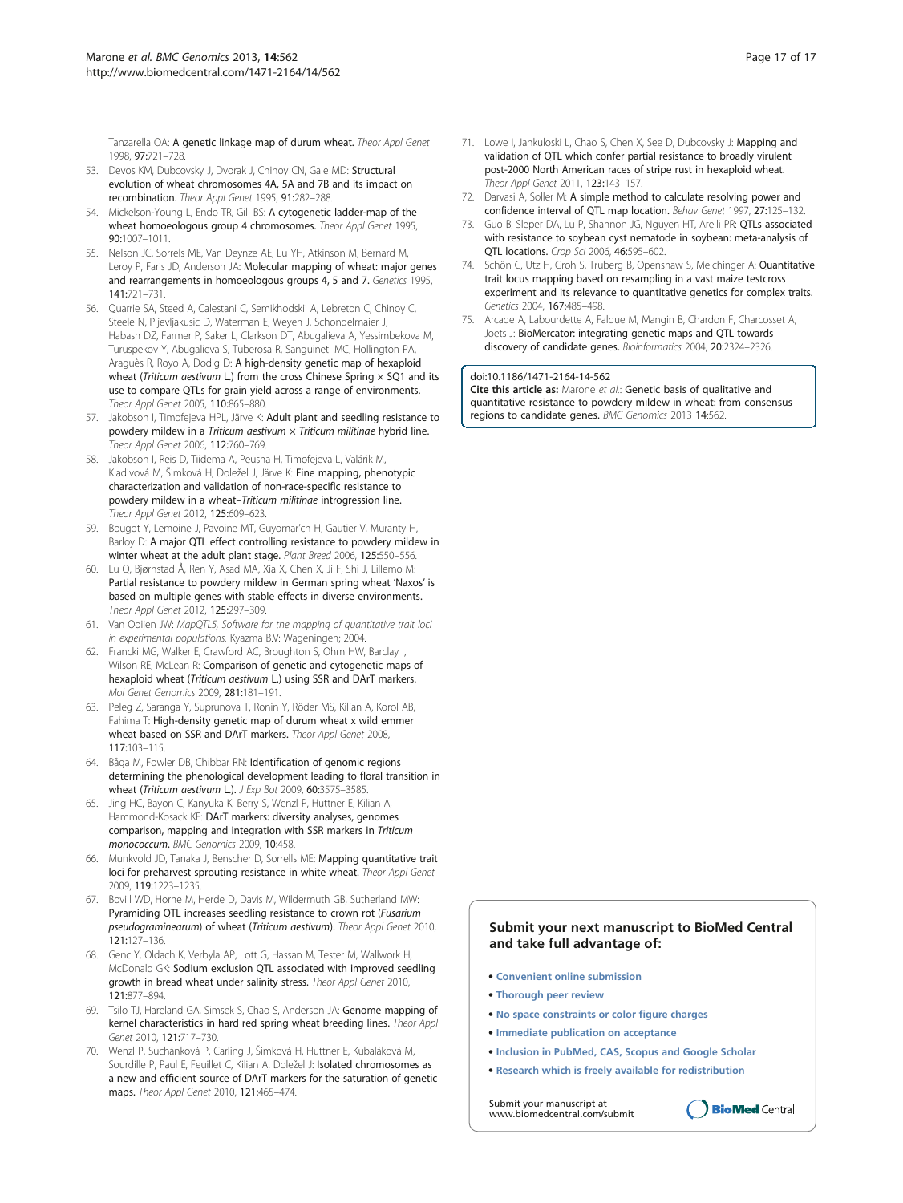Tanzarella OA: **A genetic linkage map of durum wheat.** *Theor Appl Genet* 1998, **97:**721–728.

53. Devos KM, Dubcovsky J, Dvorak J, Chinoy CN, Gale MD: **Structural evolution of wheat chromosomes 4A, 5A and 7B and its impact on recombination.** *Theor Appl Genet* 1995, **91:**282–288.
54. Mickelson-Young L, Endo TR, Gill BS: **A cytogenetic ladder-map of the wheat homoeologous group 4 chromosomes.** *Theor Appl Genet* 1995, **90:**1007–1011.
55. Nelson JC, Sorrels ME, Van Deynze AE, Lu YH, Atkinson M, Bernard M, Leroy P, Faris JD, Anderson JA: **Molecular mapping of wheat: major genes and rearrangements in homoeologous groups 4, 5 and 7.** *Genetics* 1995, **141:**721–731.
56. Quarrie SA, Steed A, Calestani C, Semikhodskii A, Lebreton C, Chinoy C, Steele N, Pljevljakusic D, Waterman E, Weyen J, Schondelmaier J, Habash DZ, Farmer P, Saker L, Clarkson DT, Abugalieva A, Yessimbekova M, Turuspekov Y, Abugalieva S, Tuberosa R, Sanguineti MC, Hollington PA, Araguès R, Royo A, Dodig D: **A high-density genetic map of hexaploid wheat (*Triticum aestivum* L.) from the cross Chinese Spring × SQ1 and its use to compare QTLs for grain yield across a range of environments.** *Theor Appl Genet* 2005, **110:**865–880.
57. Jakobson I, Timofejeva HPL, Järve K: **Adult plant and seedling resistance to powdery mildew in a *Triticum aestivum* × *Triticum militinae* hybrid line.** *Theor Appl Genet* 2006, **112:**760–769.
58. Jakobson I, Reis D, Tiidema A, Peusha H, Timofejeva L, Valárik M, Kladivová M, Šimková H, Doležel J, Järve K: **Fine mapping, phenotypic characterization and validation of non-race-specific resistance to powdery mildew in a wheat–*Triticum militinae* introgression line.** *Theor Appl Genet* 2012, **125:**609–623.
59. Bougot Y, Lemoine J, Pavoine MT, Guyomar'ch H, Gautier V, Muranty H, Barloy D: **A major QTL effect controlling resistance to powdery mildew in winter wheat at the adult plant stage.** *Plant Breed* 2006, **125:**550–556.
60. Lu Q, Bjørnstad Å, Ren Y, Asad MA, Xia X, Chen X, Ji F, Shi J, Lillemo M: **Partial resistance to powdery mildew in German spring wheat 'Naxos' is based on multiple genes with stable effects in diverse environments.** *Theor Appl Genet* 2012, **125:**297–309.
61. Van Ooijen JW: *MapQTL5, Software for the mapping of quantitative trait loci in experimental populations.* Kyazma B.V: Wageningen; 2004.
62. Francki MG, Walker E, Crawford AC, Broughton S, Ohm HW, Barclay I, Wilson RE, McLean R: **Comparison of genetic and cytogenetic maps of hexaploid wheat (*Triticum aestivum* L.) using SSR and DArT markers.** *Mol Genet Genomics* 2009, **281:**181–191.
63. Peleg Z, Saranga Y, Suprunova T, Ronin Y, Röder MS, Kilian A, Korol AB, Fahima T: **High-density genetic map of durum wheat x wild emmer wheat based on SSR and DArT markers.** *Theor Appl Genet* 2008, **117:**103–115.
64. Båga M, Fowler DB, Chibbar RN: **Identification of genomic regions determining the phenological development leading to floral transition in wheat (*Triticum aestivum* L.).** *J Exp Bot* 2009, **60:**3575–3585.
65. Jing HC, Bayon C, Kanyuka K, Berry S, Wenzl P, Huttner E, Kilian A, Hammond-Kosack KE: **DArT markers: diversity analyses, genomes comparison, mapping and integration with SSR markers in *Triticum monococcum*.** *BMC Genomics* 2009, **10:**458.
66. Munkvold JD, Tanaka J, Benscher D, Sorrells ME: **Mapping quantitative trait loci for preharvest sprouting resistance in white wheat.** *Theor Appl Genet* 2009, **119:**1223–1235.
67. Bovill WD, Horne M, Herde D, Davis M, Wildermuth GB, Sutherland MW: **Pyramiding QTL increases seedling resistance to crown rot (*Fusarium pseudograminearum*) of wheat (*Triticum aestivum*).** *Theor Appl Genet* 2010, **121:**127–136.
68. Genc Y, Oldach K, Verbyla AP, Lott G, Hassan M, Tester M, Wallwork H, McDonald GK: **Sodium exclusion QTL associated with improved seedling growth in bread wheat under salinity stress.** *Theor Appl Genet* 2010, **121:**877–894.
69. Tsilo TJ, Hareland GA, Simsek S, Chao S, Anderson JA: **Genome mapping of kernel characteristics in hard red spring wheat breeding lines.** *Theor Appl Genet* 2010, **121:**717–730.
70. Wenzl P, Suchánková P, Carling J, Šimková H, Huttner E, Kubaláková M, Sourdille P, Paul E, Feuillet C, Kilian A, Doležel J: **Isolated chromosomes as a new and efficient source of DArT markers for the saturation of genetic maps.** *Theor Appl Genet* 2010, **121:**465–474.
71. Lowe I, Jankuloski L, Chao S, Chen X, See D, Dubcovsky J: **Mapping and validation of QTL which confer partial resistance to broadly virulent post-2000 North American races of stripe rust in hexaploid wheat.** *Theor Appl Genet* 2011, **123:**143–157.
72. Darvasi A, Soller M: **A simple method to calculate resolving power and confidence interval of QTL map location.** *Behav Genet* 1997, **27:**125–132.
73. Guo B, Sleper DA, Lu P, Shannon JG, Nguyen HT, Arelli PR: **QTLs associated with resistance to soybean cyst nematode in soybean: meta-analysis of QTL locations.** *Crop Sci* 2006, **46:**595–602.
74. Schön C, Utz H, Groh S, Truberg B, Openshaw S, Melchinger A: **Quantitative trait locus mapping based on resampling in a vast maize testcross experiment and its relevance to quantitative genetics for complex traits.** *Genetics* 2004, **167:**485–498.
75. Arcade A, Labourdette A, Falque M, Mangin B, Chardon F, Charcosset A, Joets J: **BioMercator: integrating genetic maps and QTL towards discovery of candidate genes.** *Bioinformatics* 2004, **20:**2324–2326.

doi:10.1186/1471-2164-14-562
**Cite this article as:** Marone *et al.*: Genetic basis of qualitative and quantitative resistance to powdery mildew in wheat: from consensus regions to candidate genes. *BMC Genomics* 2013 **14**:562.

**Submit your next manuscript to BioMed Central and take full advantage of:**

- **Convenient online submission**
- **Thorough peer review**
- **No space constraints or color figure charges**
- **Immediate publication on acceptance**
- **Inclusion in PubMed, CAS, Scopus and Google Scholar**
- **Research which is freely available for redistribution**

Submit your manuscript at www.biomedcentral.com/submit

BioMed Central